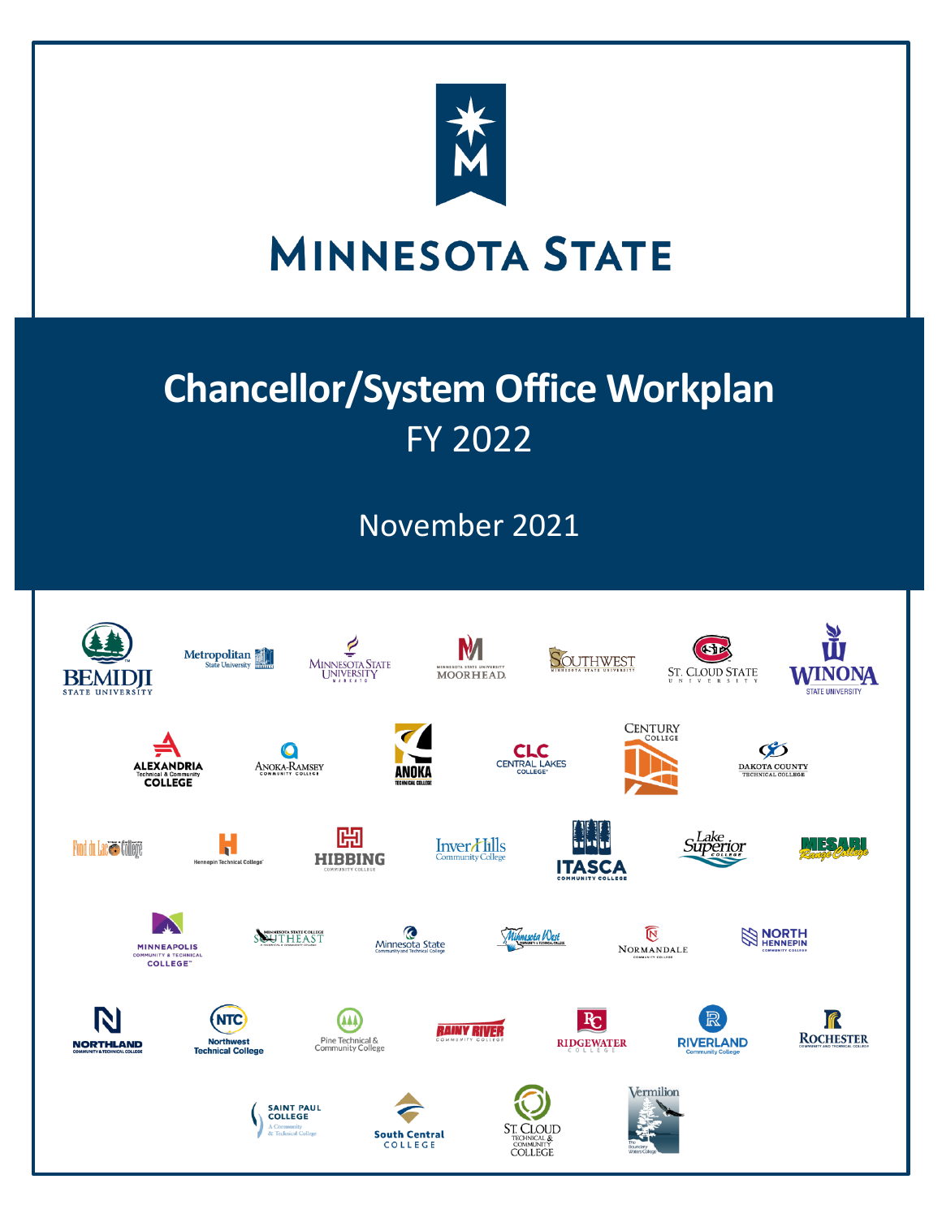# MINNESOTA STATE

# Chancellor/System Office Workplan

FY 2022

November 2021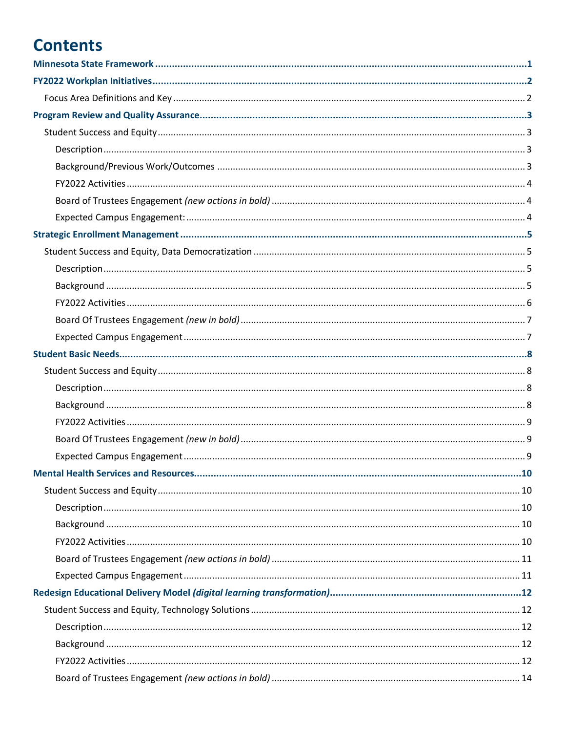# Contents

**Minnesota State Framework** .......... 1

**FY2022 Workplan Initiatives** .......... 2

- Focus Area Definitions and Key .......... 2

**Program Review and Quality Assurance** .......... 3

- Student Success and Equity .......... 3
  - Description .......... 3
  - Background/Previous Work/Outcomes .......... 3
  - FY2022 Activities .......... 4
  - Board of Trustees Engagement *(new actions in bold)* .......... 4
  - Expected Campus Engagement: .......... 4

**Strategic Enrollment Management** .......... 5

- Student Success and Equity, Data Democratization .......... 5
  - Description .......... 5
  - Background .......... 5
  - FY2022 Activities .......... 6
  - Board Of Trustees Engagement *(new in bold)* .......... 7
  - Expected Campus Engagement .......... 7

**Student Basic Needs** .......... 8

- Student Success and Equity .......... 8
  - Description .......... 8
  - Background .......... 8
  - FY2022 Activities .......... 9
  - Board Of Trustees Engagement *(new in bold)* .......... 9
  - Expected Campus Engagement .......... 9

**Mental Health Services and Resources** .......... 10

- Student Success and Equity .......... 10
  - Description .......... 10
  - Background .......... 10
  - FY2022 Activities .......... 10
  - Board of Trustees Engagement *(new actions in bold)* .......... 11
  - Expected Campus Engagement .......... 11

**Redesign Educational Delivery Model *(digital learning transformation)*** .......... 12

- Student Success and Equity, Technology Solutions .......... 12
  - Description .......... 12
  - Background .......... 12
  - FY2022 Activities .......... 12
  - Board of Trustees Engagement *(new actions in bold)* .......... 14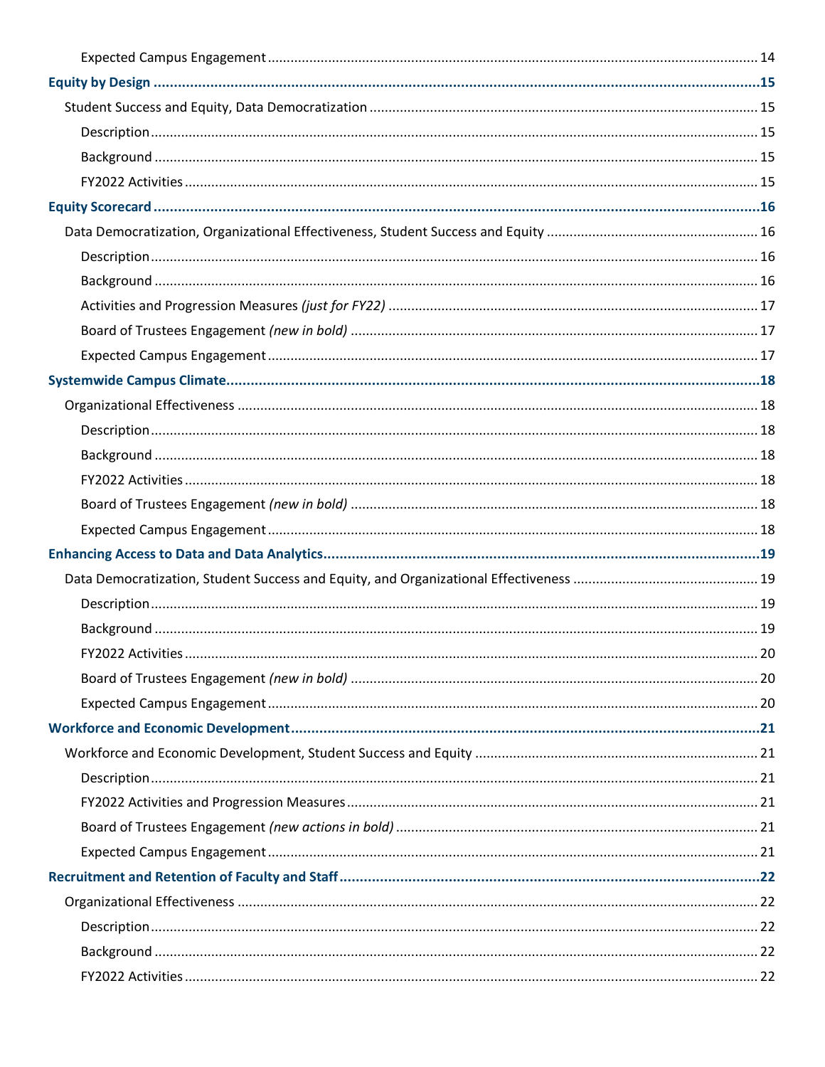Expected Campus Engagement .......... 14

**Equity by Design .......... 15**

Student Success and Equity, Data Democratization .......... 15

Description .......... 15

Background .......... 15

FY2022 Activities .......... 15

**Equity Scorecard .......... 16**

Data Democratization, Organizational Effectiveness, Student Success and Equity .......... 16

Description .......... 16

Background .......... 16

Activities and Progression Measures *(just for FY22)* .......... 17

Board of Trustees Engagement *(new in bold)* .......... 17

Expected Campus Engagement .......... 17

**Systemwide Campus Climate .......... 18**

Organizational Effectiveness .......... 18

Description .......... 18

Background .......... 18

FY2022 Activities .......... 18

Board of Trustees Engagement *(new in bold)* .......... 18

Expected Campus Engagement .......... 18

**Enhancing Access to Data and Data Analytics .......... 19**

Data Democratization, Student Success and Equity, and Organizational Effectiveness .......... 19

Description .......... 19

Background .......... 19

FY2022 Activities .......... 20

Board of Trustees Engagement *(new in bold)* .......... 20

Expected Campus Engagement .......... 20

**Workforce and Economic Development .......... 21**

Workforce and Economic Development, Student Success and Equity .......... 21

Description .......... 21

FY2022 Activities and Progression Measures .......... 21

Board of Trustees Engagement *(new actions in bold)* .......... 21

Expected Campus Engagement .......... 21

**Recruitment and Retention of Faculty and Staff .......... 22**

Organizational Effectiveness .......... 22

Description .......... 22

Background .......... 22

FY2022 Activities .......... 22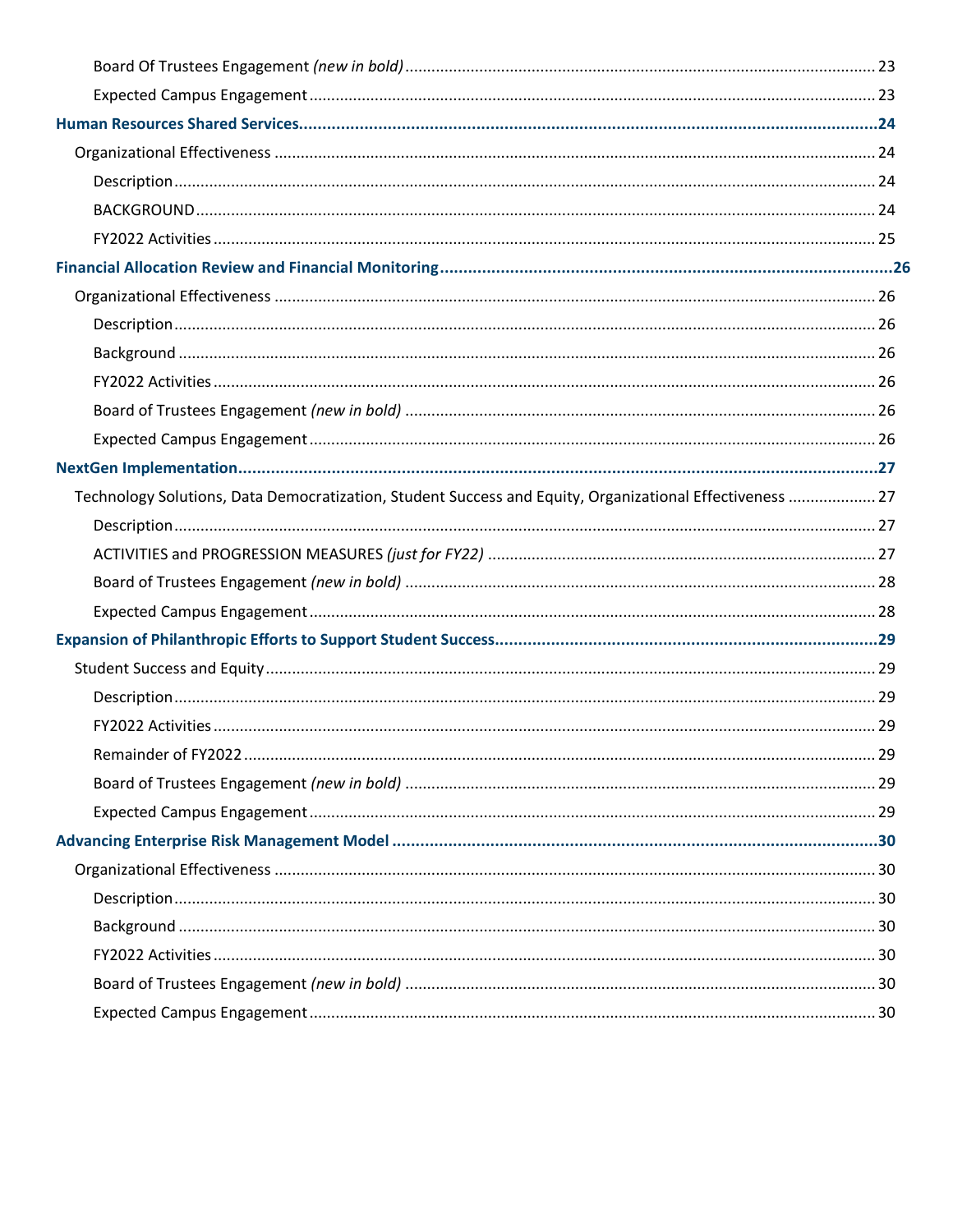Board Of Trustees Engagement *(new in bold)* ........................................................................................... 23

Expected Campus Engagement ................................................................................................................ 23

**Human Resources Shared Services** ........................................................................................................... **24**

Organizational Effectiveness ........................................................................................................................ 24

Description .................................................................................................................................................. 24

BACKGROUND .......................................................................................................................................... 24

FY2022 Activities ........................................................................................................................................ 25

**Financial Allocation Review and Financial Monitoring** ................................................................................... **26**

Organizational Effectiveness ........................................................................................................................ 26

Description .................................................................................................................................................. 26

Background ................................................................................................................................................. 26

FY2022 Activities ........................................................................................................................................ 26

Board of Trustees Engagement *(new in bold)* ........................................................................................... 26

Expected Campus Engagement ................................................................................................................ 26

**NextGen Implementation** ............................................................................................................................ **27**

Technology Solutions, Data Democratization, Student Success and Equity, Organizational Effectiveness .................... 27

Description .................................................................................................................................................. 27

ACTIVITIES and PROGRESSION MEASURES *(just for FY22)* ....................................................................... 27

Board of Trustees Engagement *(new in bold)* ........................................................................................... 28

Expected Campus Engagement ................................................................................................................ 28

**Expansion of Philanthropic Efforts to Support Student Success** ..................................................................... **29**

Student Success and Equity .......................................................................................................................... 29

Description .................................................................................................................................................. 29

FY2022 Activities ........................................................................................................................................ 29

Remainder of FY2022 ................................................................................................................................ 29

Board of Trustees Engagement *(new in bold)* ........................................................................................... 29

Expected Campus Engagement ................................................................................................................ 29

**Advancing Enterprise Risk Management Model** ........................................................................................... **30**

Organizational Effectiveness ........................................................................................................................ 30

Description .................................................................................................................................................. 30

Background ................................................................................................................................................. 30

FY2022 Activities ........................................................................................................................................ 30

Board of Trustees Engagement *(new in bold)* ........................................................................................... 30

Expected Campus Engagement ................................................................................................................ 30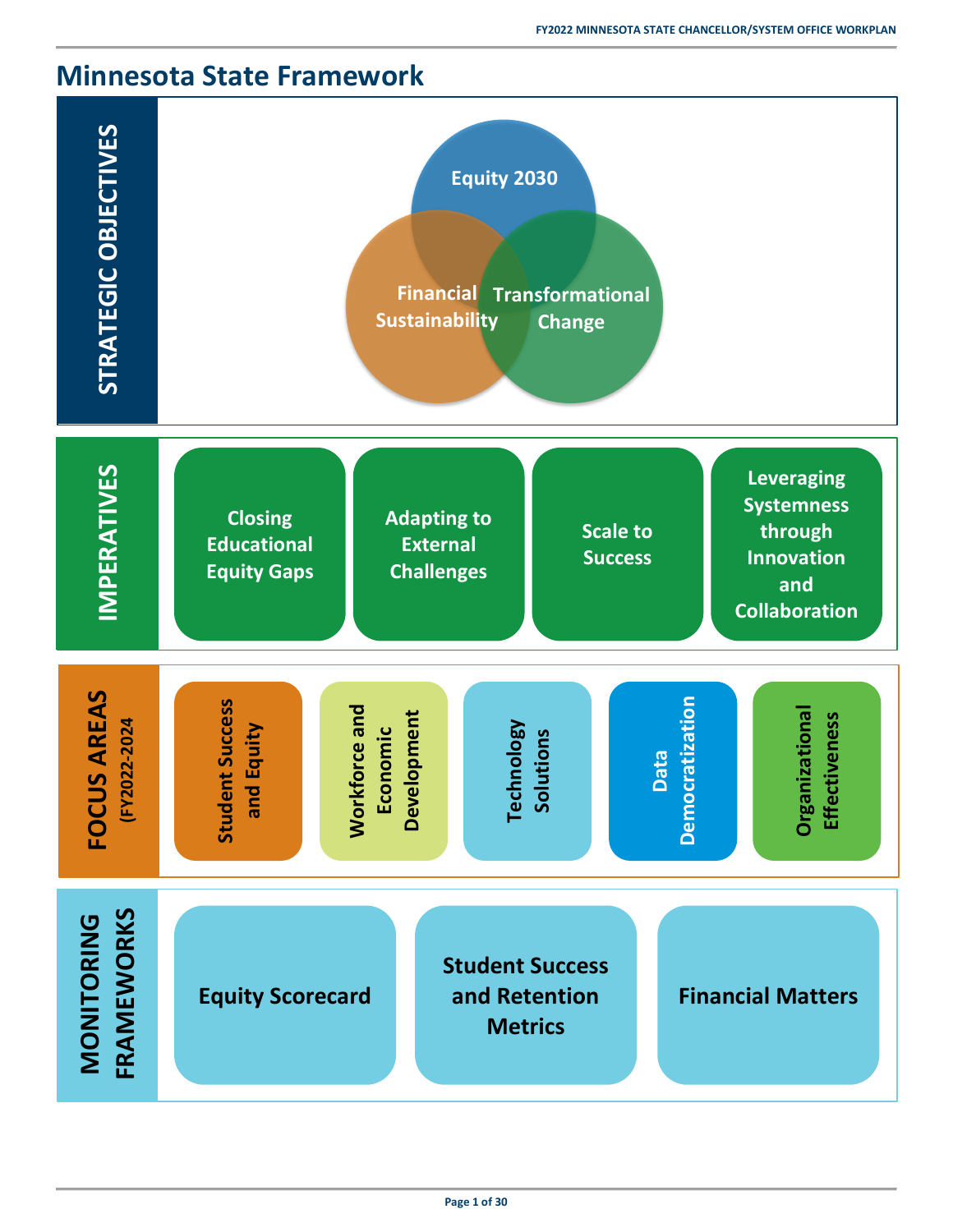# Minnesota State Framework

## STRATEGIC OBJECTIVES

- Equity 2030
- Financial Sustainability
- Transformational Change

## IMPERATIVES

- Closing Educational Equity Gaps
- Adapting to External Challenges
- Scale to Success
- Leveraging Systemness through Innovation and Collaboration

## FOCUS AREAS (FY2022-2024)

- Student Success and Equity
- Workforce and Economic Development
- Technology Solutions
- Data Democratization
- Organizational Effectiveness

## MONITORING FRAMEWORKS

- Equity Scorecard
- Student Success and Retention Metrics
- Financial Matters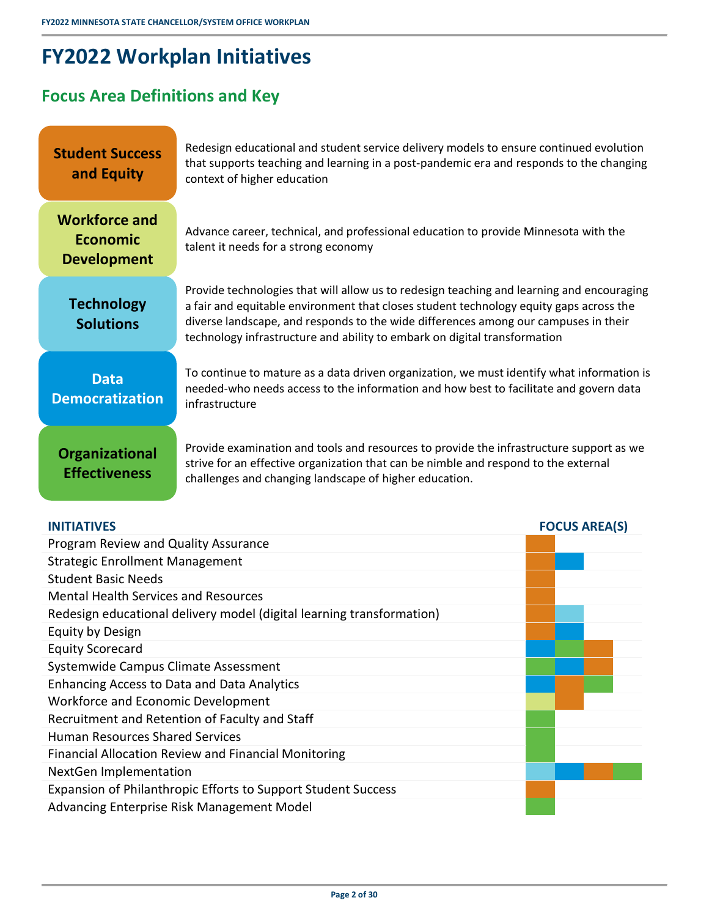# FY2022 Workplan Initiatives

## Focus Area Definitions and Key

| Focus Area | Definition |
| --- | --- |
| **Student Success and Equity** | Redesign educational and student service delivery models to ensure continued evolution that supports teaching and learning in a post-pandemic era and responds to the changing context of higher education |
| **Workforce and Economic Development** | Advance career, technical, and professional education to provide Minnesota with the talent it needs for a strong economy |
| **Technology Solutions** | Provide technologies that will allow us to redesign teaching and learning and encouraging a fair and equitable environment that closes student technology equity gaps across the diverse landscape, and responds to the wide differences among our campuses in their technology infrastructure and ability to embark on digital transformation |
| **Data Democratization** | To continue to mature as a data driven organization, we must identify what information is needed-who needs access to the information and how best to facilitate and govern data infrastructure |
| **Organizational Effectiveness** | Provide examination and tools and resources to provide the infrastructure support as we strive for an effective organization that can be nimble and respond to the external challenges and changing landscape of higher education. |

| INITIATIVES | FOCUS AREA(S) |
| --- | --- |
| Program Review and Quality Assurance | Student Success and Equity |
| Strategic Enrollment Management | Student Success and Equity; Data Democratization |
| Student Basic Needs | Student Success and Equity |
| Mental Health Services and Resources | Student Success and Equity |
| Redesign educational delivery model (digital learning transformation) | Student Success and Equity; Technology Solutions |
| Equity by Design | Student Success and Equity; Data Democratization |
| Equity Scorecard | Data Democratization; Organizational Effectiveness; Student Success and Equity |
| Systemwide Campus Climate Assessment | Organizational Effectiveness; Data Democratization; Student Success and Equity |
| Enhancing Access to Data and Data Analytics | Data Democratization; Student Success and Equity; Organizational Effectiveness |
| Workforce and Economic Development | Workforce and Economic Development; Student Success and Equity |
| Recruitment and Retention of Faculty and Staff | Organizational Effectiveness |
| Human Resources Shared Services | Organizational Effectiveness |
| Financial Allocation Review and Financial Monitoring | Organizational Effectiveness |
| NextGen Implementation | Technology Solutions; Data Democratization; Student Success and Equity; Organizational Effectiveness |
| Expansion of Philanthropic Efforts to Support Student Success | Student Success and Equity |
| Advancing Enterprise Risk Management Model | Organizational Effectiveness |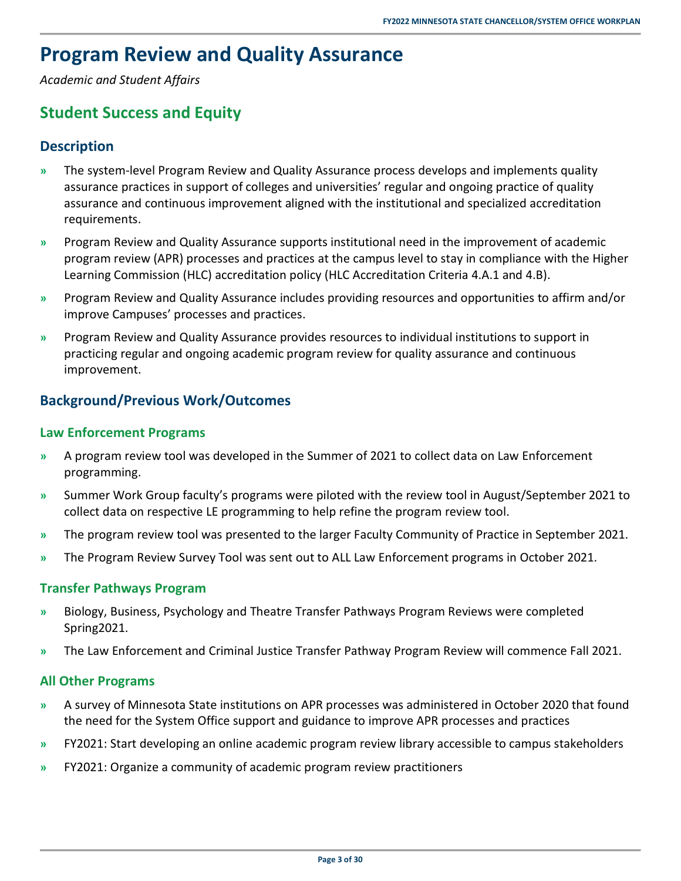# Program Review and Quality Assurance

*Academic and Student Affairs*

## Student Success and Equity

### Description

- The system-level Program Review and Quality Assurance process develops and implements quality assurance practices in support of colleges and universities' regular and ongoing practice of quality assurance and continuous improvement aligned with the institutional and specialized accreditation requirements.
- Program Review and Quality Assurance supports institutional need in the improvement of academic program review (APR) processes and practices at the campus level to stay in compliance with the Higher Learning Commission (HLC) accreditation policy (HLC Accreditation Criteria 4.A.1 and 4.B).
- Program Review and Quality Assurance includes providing resources and opportunities to affirm and/or improve Campuses' processes and practices.
- Program Review and Quality Assurance provides resources to individual institutions to support in practicing regular and ongoing academic program review for quality assurance and continuous improvement.

### Background/Previous Work/Outcomes

#### Law Enforcement Programs

- A program review tool was developed in the Summer of 2021 to collect data on Law Enforcement programming.
- Summer Work Group faculty's programs were piloted with the review tool in August/September 2021 to collect data on respective LE programming to help refine the program review tool.
- The program review tool was presented to the larger Faculty Community of Practice in September 2021.
- The Program Review Survey Tool was sent out to ALL Law Enforcement programs in October 2021.

#### Transfer Pathways Program

- Biology, Business, Psychology and Theatre Transfer Pathways Program Reviews were completed Spring2021.
- The Law Enforcement and Criminal Justice Transfer Pathway Program Review will commence Fall 2021.

#### All Other Programs

- A survey of Minnesota State institutions on APR processes was administered in October 2020 that found the need for the System Office support and guidance to improve APR processes and practices
- FY2021: Start developing an online academic program review library accessible to campus stakeholders
- FY2021: Organize a community of academic program review practitioners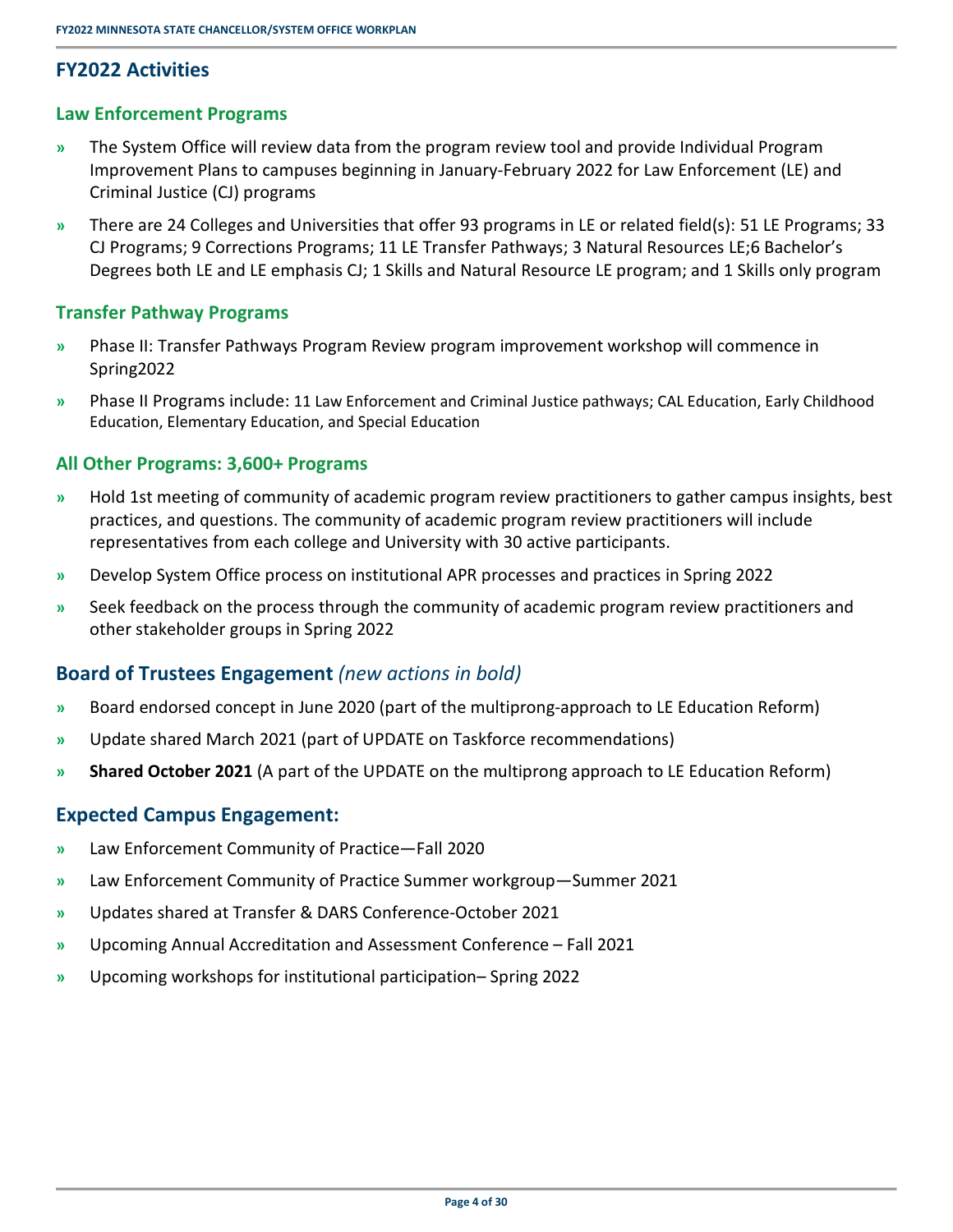## FY2022 Activities

### Law Enforcement Programs

- The System Office will review data from the program review tool and provide Individual Program Improvement Plans to campuses beginning in January-February 2022 for Law Enforcement (LE) and Criminal Justice (CJ) programs
- There are 24 Colleges and Universities that offer 93 programs in LE or related field(s): 51 LE Programs; 33 CJ Programs; 9 Corrections Programs; 11 LE Transfer Pathways; 3 Natural Resources LE;6 Bachelor's Degrees both LE and LE emphasis CJ; 1 Skills and Natural Resource LE program; and 1 Skills only program

### Transfer Pathway Programs

- Phase II: Transfer Pathways Program Review program improvement workshop will commence in Spring2022
- Phase II Programs include: 11 Law Enforcement and Criminal Justice pathways; CAL Education, Early Childhood Education, Elementary Education, and Special Education

### All Other Programs: 3,600+ Programs

- Hold 1st meeting of community of academic program review practitioners to gather campus insights, best practices, and questions. The community of academic program review practitioners will include representatives from each college and University with 30 active participants.
- Develop System Office process on institutional APR processes and practices in Spring 2022
- Seek feedback on the process through the community of academic program review practitioners and other stakeholder groups in Spring 2022

### Board of Trustees Engagement *(new actions in bold)*

- Board endorsed concept in June 2020 (part of the multiprong-approach to LE Education Reform)
- Update shared March 2021 (part of UPDATE on Taskforce recommendations)
- **Shared October 2021** (A part of the UPDATE on the multiprong approach to LE Education Reform)

### Expected Campus Engagement:

- Law Enforcement Community of Practice—Fall 2020
- Law Enforcement Community of Practice Summer workgroup—Summer 2021
- Updates shared at Transfer & DARS Conference-October 2021
- Upcoming Annual Accreditation and Assessment Conference – Fall 2021
- Upcoming workshops for institutional participation– Spring 2022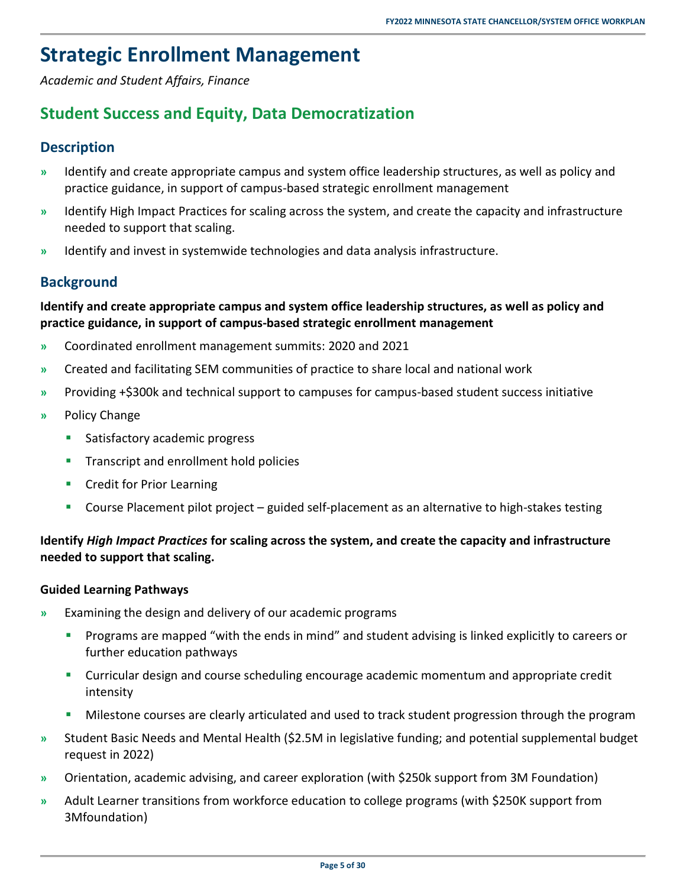# Strategic Enrollment Management

*Academic and Student Affairs, Finance*

## Student Success and Equity, Data Democratization

### Description

- Identify and create appropriate campus and system office leadership structures, as well as policy and practice guidance, in support of campus-based strategic enrollment management
- Identify High Impact Practices for scaling across the system, and create the capacity and infrastructure needed to support that scaling.
- Identify and invest in systemwide technologies and data analysis infrastructure.

### Background

**Identify and create appropriate campus and system office leadership structures, as well as policy and practice guidance, in support of campus-based strategic enrollment management**

- Coordinated enrollment management summits: 2020 and 2021
- Created and facilitating SEM communities of practice to share local and national work
- Providing +$300k and technical support to campuses for campus-based student success initiative
- Policy Change
  - Satisfactory academic progress
  - Transcript and enrollment hold policies
  - Credit for Prior Learning
  - Course Placement pilot project – guided self-placement as an alternative to high-stakes testing

**Identify *High Impact Practices* for scaling across the system, and create the capacity and infrastructure needed to support that scaling.**

**Guided Learning Pathways**

- Examining the design and delivery of our academic programs
  - Programs are mapped "with the ends in mind" and student advising is linked explicitly to careers or further education pathways
  - Curricular design and course scheduling encourage academic momentum and appropriate credit intensity
  - Milestone courses are clearly articulated and used to track student progression through the program
- Student Basic Needs and Mental Health ($2.5M in legislative funding; and potential supplemental budget request in 2022)
- Orientation, academic advising, and career exploration (with $250k support from 3M Foundation)
- Adult Learner transitions from workforce education to college programs (with $250K support from 3Mfoundation)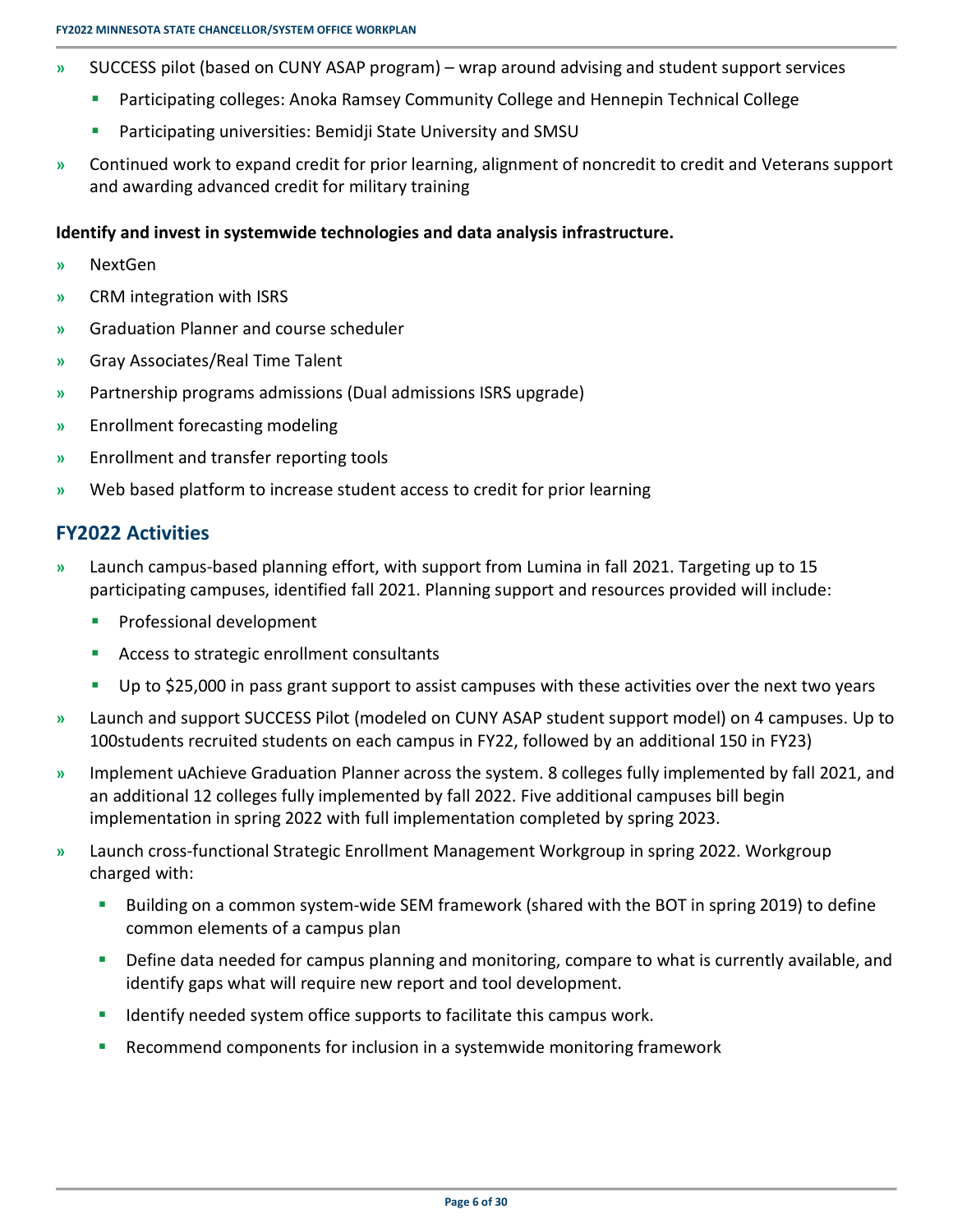- SUCCESS pilot (based on CUNY ASAP program) – wrap around advising and student support services
  - Participating colleges: Anoka Ramsey Community College and Hennepin Technical College
  - Participating universities: Bemidji State University and SMSU
- Continued work to expand credit for prior learning, alignment of noncredit to credit and Veterans support and awarding advanced credit for military training

**Identify and invest in systemwide technologies and data analysis infrastructure.**

- NextGen
- CRM integration with ISRS
- Graduation Planner and course scheduler
- Gray Associates/Real Time Talent
- Partnership programs admissions (Dual admissions ISRS upgrade)
- Enrollment forecasting modeling
- Enrollment and transfer reporting tools
- Web based platform to increase student access to credit for prior learning

## FY2022 Activities

- Launch campus-based planning effort, with support from Lumina in fall 2021. Targeting up to 15 participating campuses, identified fall 2021. Planning support and resources provided will include:
  - Professional development
  - Access to strategic enrollment consultants
  - Up to $25,000 in pass grant support to assist campuses with these activities over the next two years
- Launch and support SUCCESS Pilot (modeled on CUNY ASAP student support model) on 4 campuses. Up to 100students recruited students on each campus in FY22, followed by an additional 150 in FY23)
- Implement uAchieve Graduation Planner across the system. 8 colleges fully implemented by fall 2021, and an additional 12 colleges fully implemented by fall 2022. Five additional campuses bill begin implementation in spring 2022 with full implementation completed by spring 2023.
- Launch cross-functional Strategic Enrollment Management Workgroup in spring 2022. Workgroup charged with:
  - Building on a common system-wide SEM framework (shared with the BOT in spring 2019) to define common elements of a campus plan
  - Define data needed for campus planning and monitoring, compare to what is currently available, and identify gaps what will require new report and tool development.
  - Identify needed system office supports to facilitate this campus work.
  - Recommend components for inclusion in a systemwide monitoring framework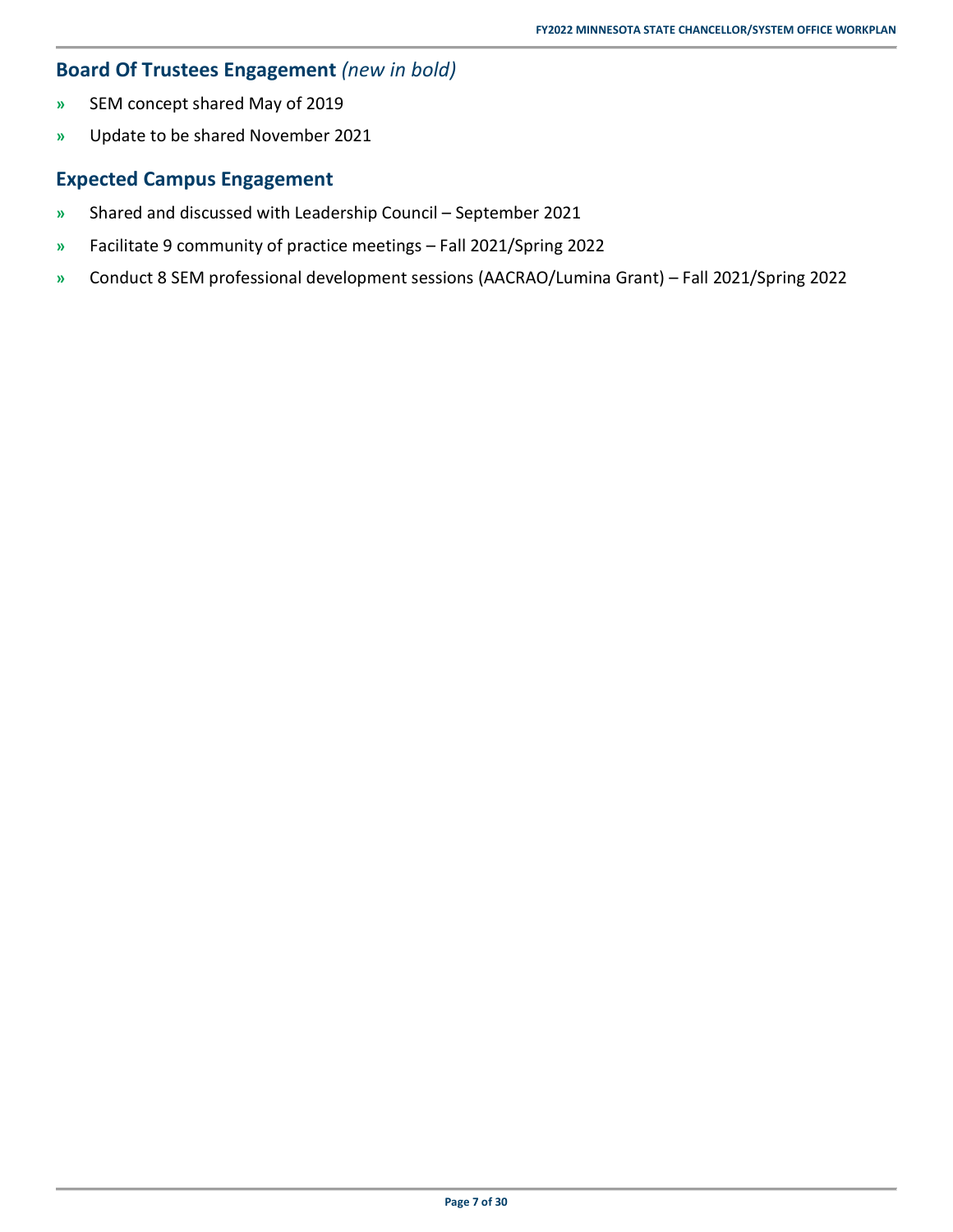## Board Of Trustees Engagement *(new in bold)*

- SEM concept shared May of 2019
- Update to be shared November 2021

## Expected Campus Engagement

- Shared and discussed with Leadership Council – September 2021
- Facilitate 9 community of practice meetings – Fall 2021/Spring 2022
- Conduct 8 SEM professional development sessions (AACRAO/Lumina Grant) – Fall 2021/Spring 2022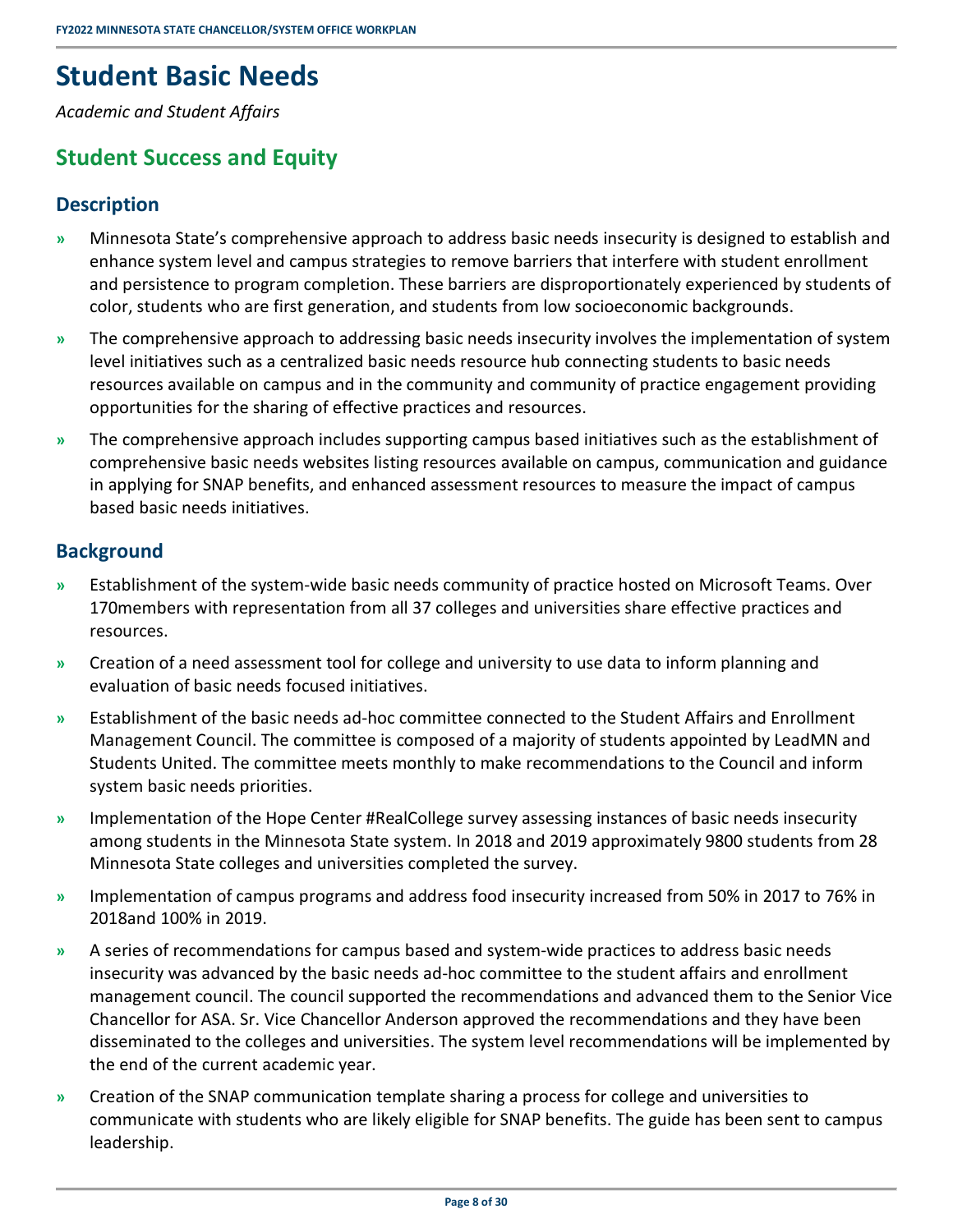# Student Basic Needs

*Academic and Student Affairs*

## Student Success and Equity

### Description

- Minnesota State's comprehensive approach to address basic needs insecurity is designed to establish and enhance system level and campus strategies to remove barriers that interfere with student enrollment and persistence to program completion. These barriers are disproportionately experienced by students of color, students who are first generation, and students from low socioeconomic backgrounds.
- The comprehensive approach to addressing basic needs insecurity involves the implementation of system level initiatives such as a centralized basic needs resource hub connecting students to basic needs resources available on campus and in the community and community of practice engagement providing opportunities for the sharing of effective practices and resources.
- The comprehensive approach includes supporting campus based initiatives such as the establishment of comprehensive basic needs websites listing resources available on campus, communication and guidance in applying for SNAP benefits, and enhanced assessment resources to measure the impact of campus based basic needs initiatives.

### Background

- Establishment of the system-wide basic needs community of practice hosted on Microsoft Teams. Over 170members with representation from all 37 colleges and universities share effective practices and resources.
- Creation of a need assessment tool for college and university to use data to inform planning and evaluation of basic needs focused initiatives.
- Establishment of the basic needs ad-hoc committee connected to the Student Affairs and Enrollment Management Council. The committee is composed of a majority of students appointed by LeadMN and Students United. The committee meets monthly to make recommendations to the Council and inform system basic needs priorities.
- Implementation of the Hope Center #RealCollege survey assessing instances of basic needs insecurity among students in the Minnesota State system. In 2018 and 2019 approximately 9800 students from 28 Minnesota State colleges and universities completed the survey.
- Implementation of campus programs and address food insecurity increased from 50% in 2017 to 76% in 2018and 100% in 2019.
- A series of recommendations for campus based and system-wide practices to address basic needs insecurity was advanced by the basic needs ad-hoc committee to the student affairs and enrollment management council. The council supported the recommendations and advanced them to the Senior Vice Chancellor for ASA. Sr. Vice Chancellor Anderson approved the recommendations and they have been disseminated to the colleges and universities. The system level recommendations will be implemented by the end of the current academic year.
- Creation of the SNAP communication template sharing a process for college and universities to communicate with students who are likely eligible for SNAP benefits. The guide has been sent to campus leadership.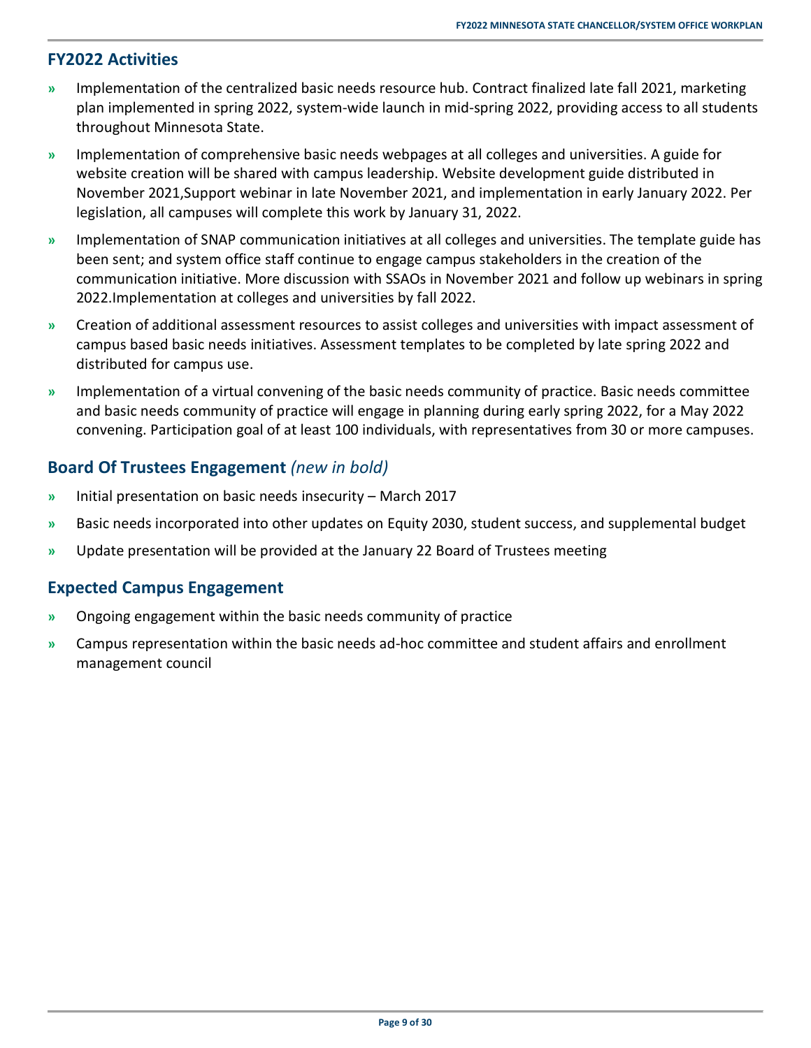## FY2022 Activities

- Implementation of the centralized basic needs resource hub. Contract finalized late fall 2021, marketing plan implemented in spring 2022, system-wide launch in mid-spring 2022, providing access to all students throughout Minnesota State.
- Implementation of comprehensive basic needs webpages at all colleges and universities. A guide for website creation will be shared with campus leadership. Website development guide distributed in November 2021,Support webinar in late November 2021, and implementation in early January 2022. Per legislation, all campuses will complete this work by January 31, 2022.
- Implementation of SNAP communication initiatives at all colleges and universities. The template guide has been sent; and system office staff continue to engage campus stakeholders in the creation of the communication initiative. More discussion with SSAOs in November 2021 and follow up webinars in spring 2022.Implementation at colleges and universities by fall 2022.
- Creation of additional assessment resources to assist colleges and universities with impact assessment of campus based basic needs initiatives. Assessment templates to be completed by late spring 2022 and distributed for campus use.
- Implementation of a virtual convening of the basic needs community of practice. Basic needs committee and basic needs community of practice will engage in planning during early spring 2022, for a May 2022 convening. Participation goal of at least 100 individuals, with representatives from 30 or more campuses.

## Board Of Trustees Engagement *(new in bold)*

- Initial presentation on basic needs insecurity – March 2017
- Basic needs incorporated into other updates on Equity 2030, student success, and supplemental budget
- Update presentation will be provided at the January 22 Board of Trustees meeting

## Expected Campus Engagement

- Ongoing engagement within the basic needs community of practice
- Campus representation within the basic needs ad-hoc committee and student affairs and enrollment management council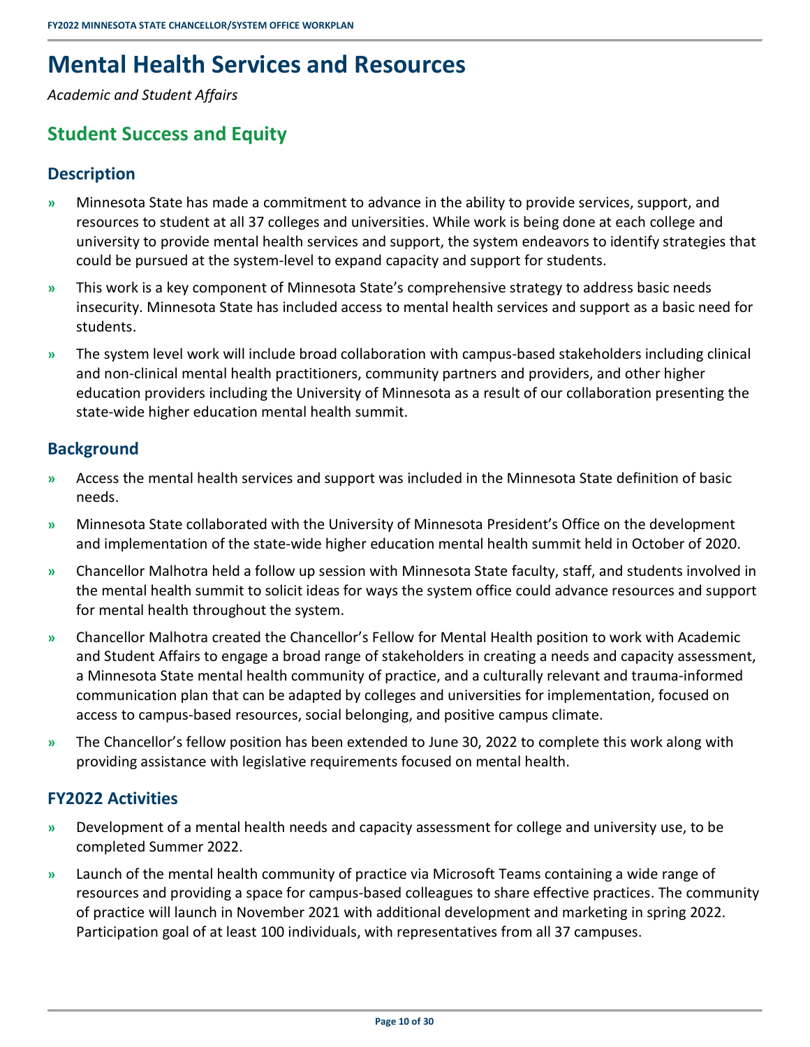# Mental Health Services and Resources

*Academic and Student Affairs*

## Student Success and Equity

### Description

- Minnesota State has made a commitment to advance in the ability to provide services, support, and resources to student at all 37 colleges and universities. While work is being done at each college and university to provide mental health services and support, the system endeavors to identify strategies that could be pursued at the system-level to expand capacity and support for students.
- This work is a key component of Minnesota State's comprehensive strategy to address basic needs insecurity. Minnesota State has included access to mental health services and support as a basic need for students.
- The system level work will include broad collaboration with campus-based stakeholders including clinical and non-clinical mental health practitioners, community partners and providers, and other higher education providers including the University of Minnesota as a result of our collaboration presenting the state-wide higher education mental health summit.

### Background

- Access the mental health services and support was included in the Minnesota State definition of basic needs.
- Minnesota State collaborated with the University of Minnesota President's Office on the development and implementation of the state-wide higher education mental health summit held in October of 2020.
- Chancellor Malhotra held a follow up session with Minnesota State faculty, staff, and students involved in the mental health summit to solicit ideas for ways the system office could advance resources and support for mental health throughout the system.
- Chancellor Malhotra created the Chancellor's Fellow for Mental Health position to work with Academic and Student Affairs to engage a broad range of stakeholders in creating a needs and capacity assessment, a Minnesota State mental health community of practice, and a culturally relevant and trauma-informed communication plan that can be adapted by colleges and universities for implementation, focused on access to campus-based resources, social belonging, and positive campus climate.
- The Chancellor's fellow position has been extended to June 30, 2022 to complete this work along with providing assistance with legislative requirements focused on mental health.

### FY2022 Activities

- Development of a mental health needs and capacity assessment for college and university use, to be completed Summer 2022.
- Launch of the mental health community of practice via Microsoft Teams containing a wide range of resources and providing a space for campus-based colleagues to share effective practices. The community of practice will launch in November 2021 with additional development and marketing in spring 2022. Participation goal of at least 100 individuals, with representatives from all 37 campuses.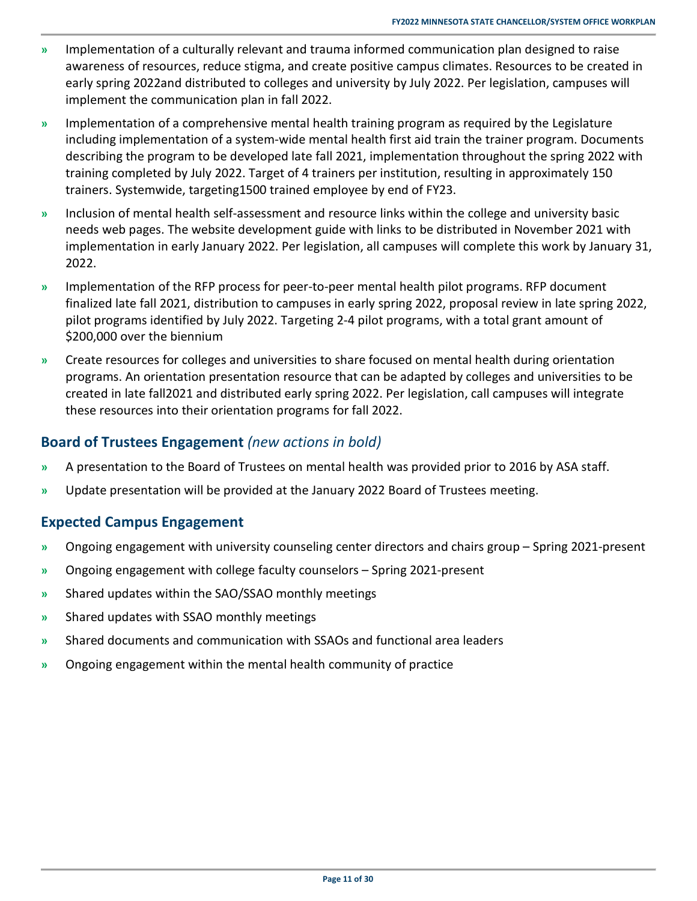- Implementation of a culturally relevant and trauma informed communication plan designed to raise awareness of resources, reduce stigma, and create positive campus climates. Resources to be created in early spring 2022and distributed to colleges and university by July 2022. Per legislation, campuses will implement the communication plan in fall 2022.
- Implementation of a comprehensive mental health training program as required by the Legislature including implementation of a system-wide mental health first aid train the trainer program. Documents describing the program to be developed late fall 2021, implementation throughout the spring 2022 with training completed by July 2022. Target of 4 trainers per institution, resulting in approximately 150 trainers. Systemwide, targeting1500 trained employee by end of FY23.
- Inclusion of mental health self-assessment and resource links within the college and university basic needs web pages. The website development guide with links to be distributed in November 2021 with implementation in early January 2022. Per legislation, all campuses will complete this work by January 31, 2022.
- Implementation of the RFP process for peer-to-peer mental health pilot programs. RFP document finalized late fall 2021, distribution to campuses in early spring 2022, proposal review in late spring 2022, pilot programs identified by July 2022. Targeting 2-4 pilot programs, with a total grant amount of $200,000 over the biennium
- Create resources for colleges and universities to share focused on mental health during orientation programs. An orientation presentation resource that can be adapted by colleges and universities to be created in late fall2021 and distributed early spring 2022. Per legislation, call campuses will integrate these resources into their orientation programs for fall 2022.

## Board of Trustees Engagement *(new actions in bold)*

- A presentation to the Board of Trustees on mental health was provided prior to 2016 by ASA staff.
- Update presentation will be provided at the January 2022 Board of Trustees meeting.

## Expected Campus Engagement

- Ongoing engagement with university counseling center directors and chairs group – Spring 2021-present
- Ongoing engagement with college faculty counselors – Spring 2021-present
- Shared updates within the SAO/SSAO monthly meetings
- Shared updates with SSAO monthly meetings
- Shared documents and communication with SSAOs and functional area leaders
- Ongoing engagement within the mental health community of practice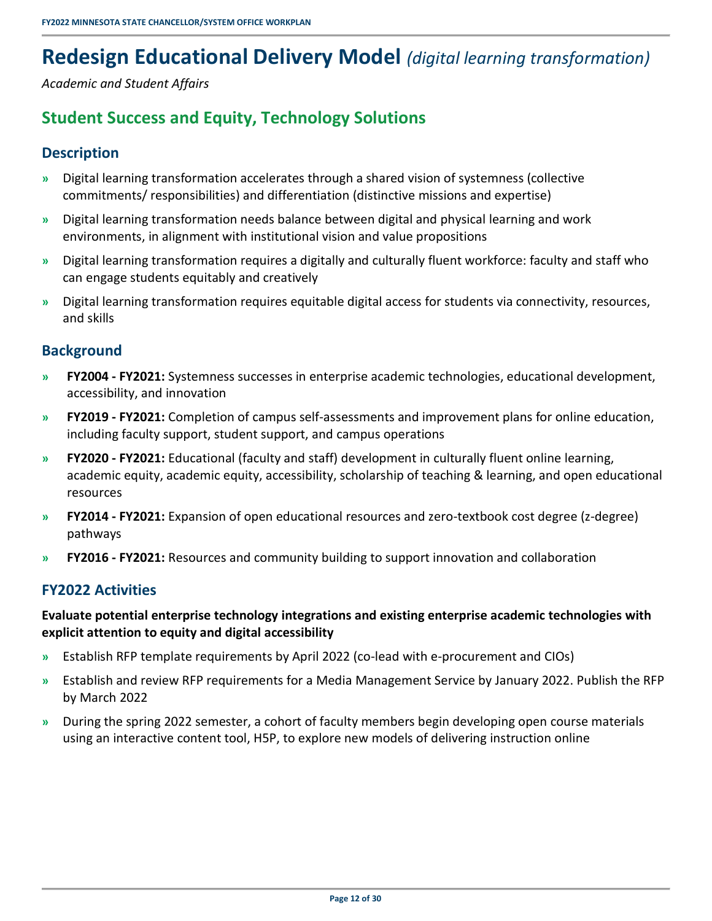# Redesign Educational Delivery Model *(digital learning transformation)*

*Academic and Student Affairs*

## Student Success and Equity, Technology Solutions

### Description

- Digital learning transformation accelerates through a shared vision of systemness (collective commitments/ responsibilities) and differentiation (distinctive missions and expertise)
- Digital learning transformation needs balance between digital and physical learning and work environments, in alignment with institutional vision and value propositions
- Digital learning transformation requires a digitally and culturally fluent workforce: faculty and staff who can engage students equitably and creatively
- Digital learning transformation requires equitable digital access for students via connectivity, resources, and skills

### Background

- **FY2004 - FY2021:** Systemness successes in enterprise academic technologies, educational development, accessibility, and innovation
- **FY2019 - FY2021:** Completion of campus self-assessments and improvement plans for online education, including faculty support, student support, and campus operations
- **FY2020 - FY2021:** Educational (faculty and staff) development in culturally fluent online learning, academic equity, academic equity, accessibility, scholarship of teaching & learning, and open educational resources
- **FY2014 - FY2021:** Expansion of open educational resources and zero-textbook cost degree (z-degree) pathways
- **FY2016 - FY2021:** Resources and community building to support innovation and collaboration

### FY2022 Activities

**Evaluate potential enterprise technology integrations and existing enterprise academic technologies with explicit attention to equity and digital accessibility**

- Establish RFP template requirements by April 2022 (co-lead with e-procurement and CIOs)
- Establish and review RFP requirements for a Media Management Service by January 2022. Publish the RFP by March 2022
- During the spring 2022 semester, a cohort of faculty members begin developing open course materials using an interactive content tool, H5P, to explore new models of delivering instruction online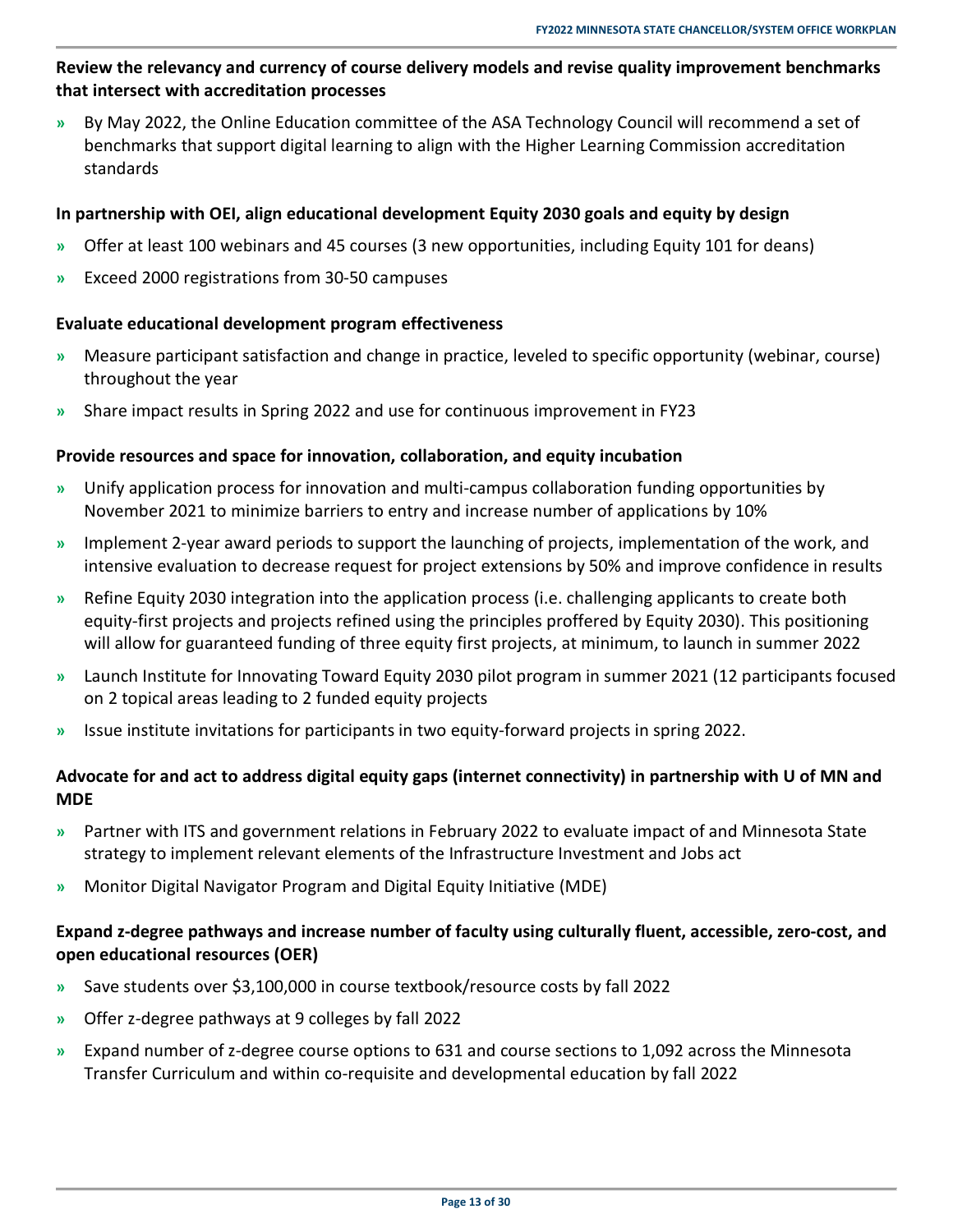**Review the relevancy and currency of course delivery models and revise quality improvement benchmarks that intersect with accreditation processes**

- By May 2022, the Online Education committee of the ASA Technology Council will recommend a set of benchmarks that support digital learning to align with the Higher Learning Commission accreditation standards

**In partnership with OEI, align educational development Equity 2030 goals and equity by design**

- Offer at least 100 webinars and 45 courses (3 new opportunities, including Equity 101 for deans)
- Exceed 2000 registrations from 30-50 campuses

**Evaluate educational development program effectiveness**

- Measure participant satisfaction and change in practice, leveled to specific opportunity (webinar, course) throughout the year
- Share impact results in Spring 2022 and use for continuous improvement in FY23

**Provide resources and space for innovation, collaboration, and equity incubation**

- Unify application process for innovation and multi-campus collaboration funding opportunities by November 2021 to minimize barriers to entry and increase number of applications by 10%
- Implement 2-year award periods to support the launching of projects, implementation of the work, and intensive evaluation to decrease request for project extensions by 50% and improve confidence in results
- Refine Equity 2030 integration into the application process (i.e. challenging applicants to create both equity-first projects and projects refined using the principles proffered by Equity 2030). This positioning will allow for guaranteed funding of three equity first projects, at minimum, to launch in summer 2022
- Launch Institute for Innovating Toward Equity 2030 pilot program in summer 2021 (12 participants focused on 2 topical areas leading to 2 funded equity projects
- Issue institute invitations for participants in two equity-forward projects in spring 2022.

**Advocate for and act to address digital equity gaps (internet connectivity) in partnership with U of MN and MDE**

- Partner with ITS and government relations in February 2022 to evaluate impact of and Minnesota State strategy to implement relevant elements of the Infrastructure Investment and Jobs act
- Monitor Digital Navigator Program and Digital Equity Initiative (MDE)

**Expand z-degree pathways and increase number of faculty using culturally fluent, accessible, zero-cost, and open educational resources (OER)**

- Save students over $3,100,000 in course textbook/resource costs by fall 2022
- Offer z-degree pathways at 9 colleges by fall 2022
- Expand number of z-degree course options to 631 and course sections to 1,092 across the Minnesota Transfer Curriculum and within co-requisite and developmental education by fall 2022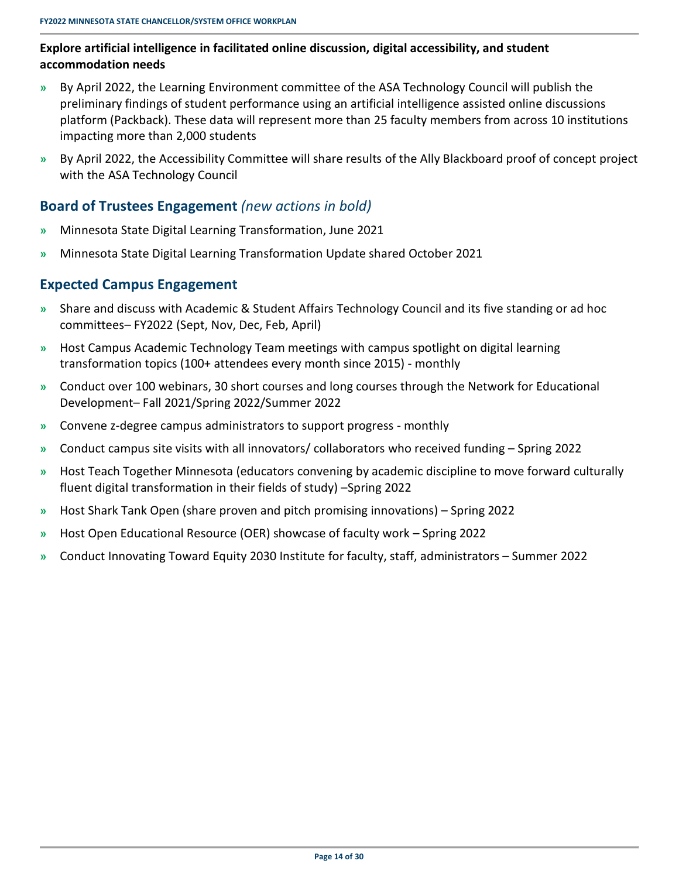**Explore artificial intelligence in facilitated online discussion, digital accessibility, and student accommodation needs**

- By April 2022, the Learning Environment committee of the ASA Technology Council will publish the preliminary findings of student performance using an artificial intelligence assisted online discussions platform (Packback). These data will represent more than 25 faculty members from across 10 institutions impacting more than 2,000 students
- By April 2022, the Accessibility Committee will share results of the Ally Blackboard proof of concept project with the ASA Technology Council

## Board of Trustees Engagement *(new actions in bold)*

- Minnesota State Digital Learning Transformation, June 2021
- Minnesota State Digital Learning Transformation Update shared October 2021

## Expected Campus Engagement

- Share and discuss with Academic & Student Affairs Technology Council and its five standing or ad hoc committees– FY2022 (Sept, Nov, Dec, Feb, April)
- Host Campus Academic Technology Team meetings with campus spotlight on digital learning transformation topics (100+ attendees every month since 2015) - monthly
- Conduct over 100 webinars, 30 short courses and long courses through the Network for Educational Development– Fall 2021/Spring 2022/Summer 2022
- Convene z-degree campus administrators to support progress - monthly
- Conduct campus site visits with all innovators/ collaborators who received funding – Spring 2022
- Host Teach Together Minnesota (educators convening by academic discipline to move forward culturally fluent digital transformation in their fields of study) –Spring 2022
- Host Shark Tank Open (share proven and pitch promising innovations) – Spring 2022
- Host Open Educational Resource (OER) showcase of faculty work – Spring 2022
- Conduct Innovating Toward Equity 2030 Institute for faculty, staff, administrators – Summer 2022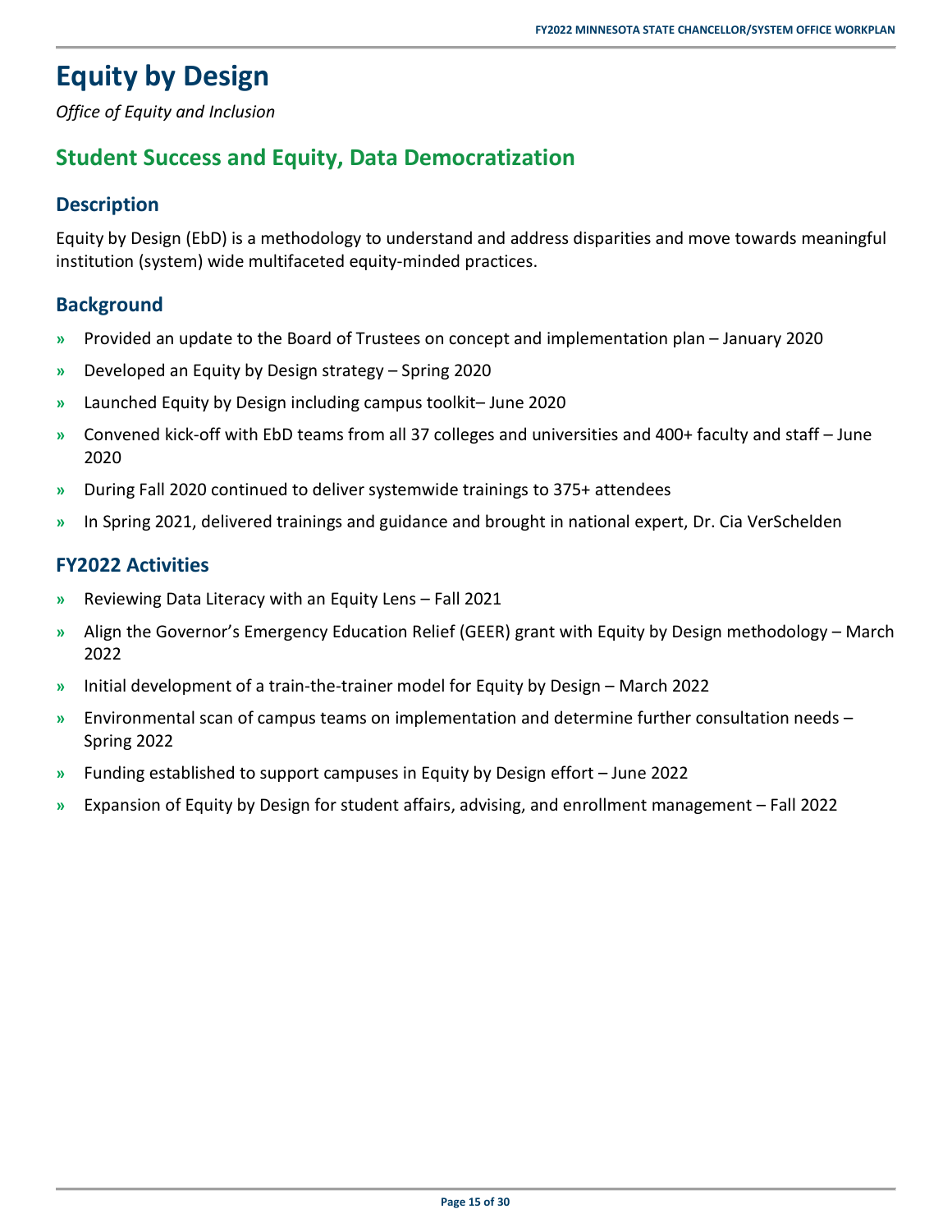# Equity by Design

*Office of Equity and Inclusion*

## Student Success and Equity, Data Democratization

### Description

Equity by Design (EbD) is a methodology to understand and address disparities and move towards meaningful institution (system) wide multifaceted equity-minded practices.

### Background

- Provided an update to the Board of Trustees on concept and implementation plan – January 2020
- Developed an Equity by Design strategy – Spring 2020
- Launched Equity by Design including campus toolkit– June 2020
- Convened kick-off with EbD teams from all 37 colleges and universities and 400+ faculty and staff – June 2020
- During Fall 2020 continued to deliver systemwide trainings to 375+ attendees
- In Spring 2021, delivered trainings and guidance and brought in national expert, Dr. Cia VerSchelden

### FY2022 Activities

- Reviewing Data Literacy with an Equity Lens – Fall 2021
- Align the Governor's Emergency Education Relief (GEER) grant with Equity by Design methodology – March 2022
- Initial development of a train-the-trainer model for Equity by Design – March 2022
- Environmental scan of campus teams on implementation and determine further consultation needs – Spring 2022
- Funding established to support campuses in Equity by Design effort – June 2022
- Expansion of Equity by Design for student affairs, advising, and enrollment management – Fall 2022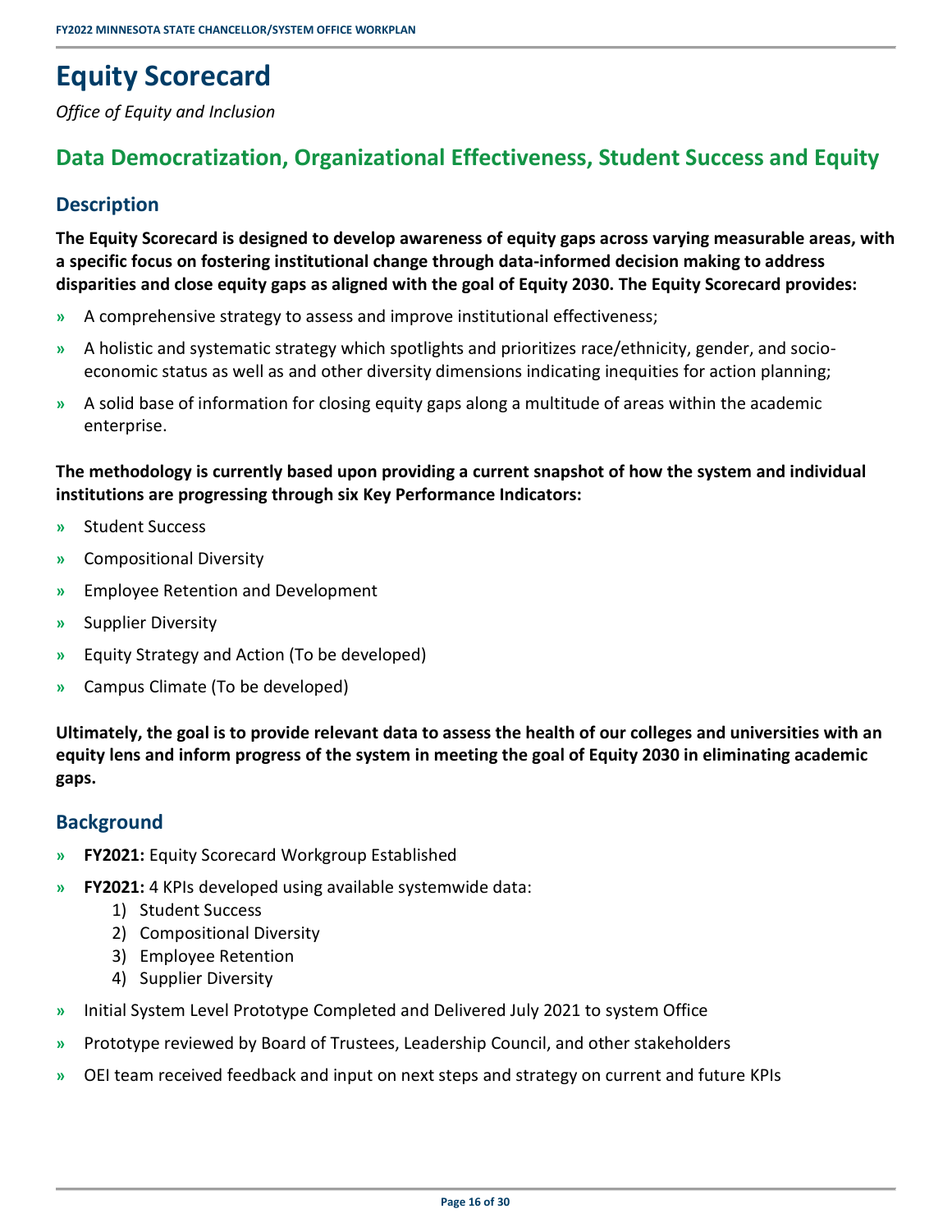# Equity Scorecard

*Office of Equity and Inclusion*

## Data Democratization, Organizational Effectiveness, Student Success and Equity

### Description

**The Equity Scorecard is designed to develop awareness of equity gaps across varying measurable areas, with a specific focus on fostering institutional change through data-informed decision making to address disparities and close equity gaps as aligned with the goal of Equity 2030. The Equity Scorecard provides:**

- A comprehensive strategy to assess and improve institutional effectiveness;
- A holistic and systematic strategy which spotlights and prioritizes race/ethnicity, gender, and socio-economic status as well as and other diversity dimensions indicating inequities for action planning;
- A solid base of information for closing equity gaps along a multitude of areas within the academic enterprise.

**The methodology is currently based upon providing a current snapshot of how the system and individual institutions are progressing through six Key Performance Indicators:**

- Student Success
- Compositional Diversity
- Employee Retention and Development
- Supplier Diversity
- Equity Strategy and Action (To be developed)
- Campus Climate (To be developed)

**Ultimately, the goal is to provide relevant data to assess the health of our colleges and universities with an equity lens and inform progress of the system in meeting the goal of Equity 2030 in eliminating academic gaps.**

### Background

- **FY2021:** Equity Scorecard Workgroup Established
- **FY2021:** 4 KPIs developed using available systemwide data:
  1) Student Success
  2) Compositional Diversity
  3) Employee Retention
  4) Supplier Diversity
- Initial System Level Prototype Completed and Delivered July 2021 to system Office
- Prototype reviewed by Board of Trustees, Leadership Council, and other stakeholders
- OEI team received feedback and input on next steps and strategy on current and future KPIs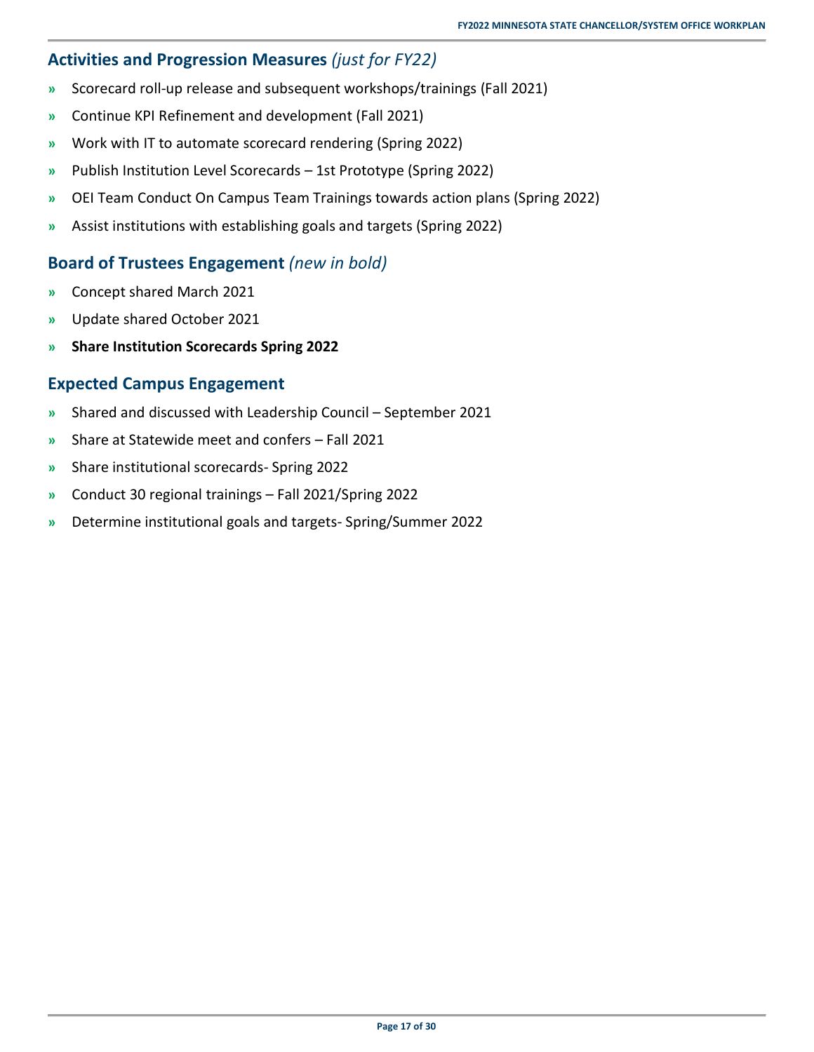## Activities and Progression Measures *(just for FY22)*

- Scorecard roll-up release and subsequent workshops/trainings (Fall 2021)
- Continue KPI Refinement and development (Fall 2021)
- Work with IT to automate scorecard rendering (Spring 2022)
- Publish Institution Level Scorecards – 1st Prototype (Spring 2022)
- OEI Team Conduct On Campus Team Trainings towards action plans (Spring 2022)
- Assist institutions with establishing goals and targets (Spring 2022)

## Board of Trustees Engagement *(new in bold)*

- Concept shared March 2021
- Update shared October 2021
- **Share Institution Scorecards Spring 2022**

## Expected Campus Engagement

- Shared and discussed with Leadership Council – September 2021
- Share at Statewide meet and confers – Fall 2021
- Share institutional scorecards- Spring 2022
- Conduct 30 regional trainings – Fall 2021/Spring 2022
- Determine institutional goals and targets- Spring/Summer 2022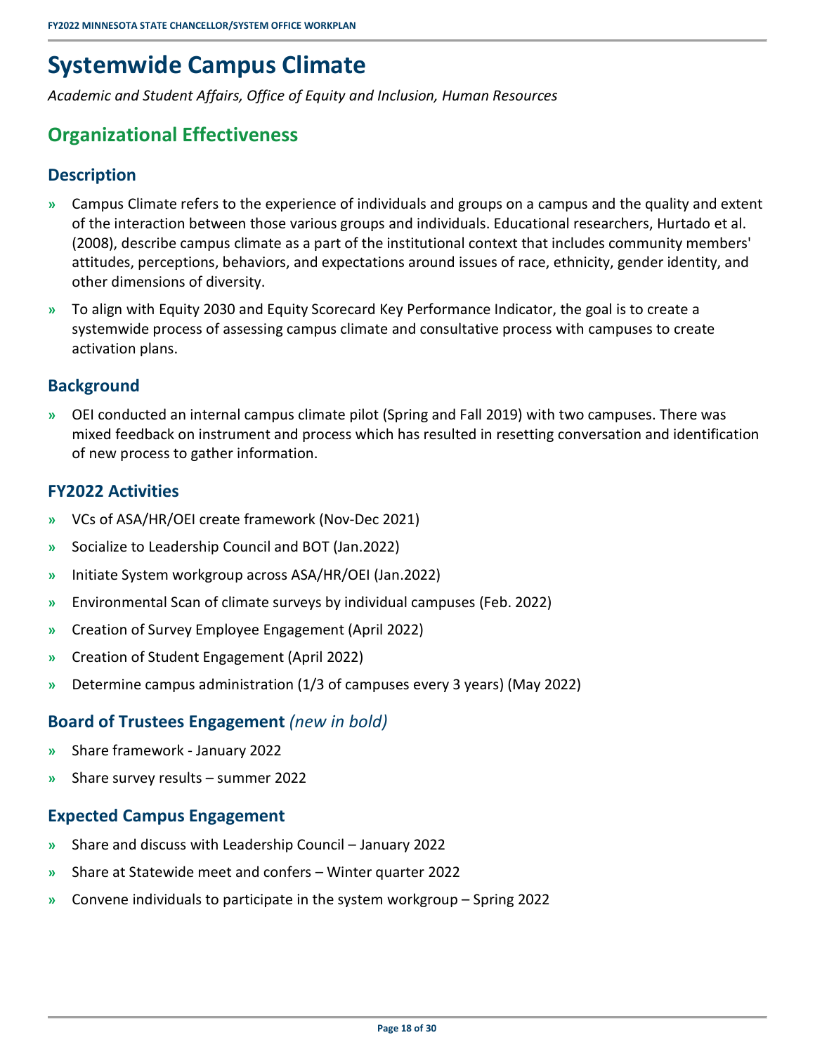# Systemwide Campus Climate

*Academic and Student Affairs, Office of Equity and Inclusion, Human Resources*

## Organizational Effectiveness

### Description

- Campus Climate refers to the experience of individuals and groups on a campus and the quality and extent of the interaction between those various groups and individuals. Educational researchers, Hurtado et al. (2008), describe campus climate as a part of the institutional context that includes community members' attitudes, perceptions, behaviors, and expectations around issues of race, ethnicity, gender identity, and other dimensions of diversity.
- To align with Equity 2030 and Equity Scorecard Key Performance Indicator, the goal is to create a systemwide process of assessing campus climate and consultative process with campuses to create activation plans.

### Background

- OEI conducted an internal campus climate pilot (Spring and Fall 2019) with two campuses. There was mixed feedback on instrument and process which has resulted in resetting conversation and identification of new process to gather information.

### FY2022 Activities

- VCs of ASA/HR/OEI create framework (Nov-Dec 2021)
- Socialize to Leadership Council and BOT (Jan.2022)
- Initiate System workgroup across ASA/HR/OEI (Jan.2022)
- Environmental Scan of climate surveys by individual campuses (Feb. 2022)
- Creation of Survey Employee Engagement (April 2022)
- Creation of Student Engagement (April 2022)
- Determine campus administration (1/3 of campuses every 3 years) (May 2022)

### Board of Trustees Engagement *(new in bold)*

- Share framework - January 2022
- Share survey results – summer 2022

### Expected Campus Engagement

- Share and discuss with Leadership Council – January 2022
- Share at Statewide meet and confers – Winter quarter 2022
- Convene individuals to participate in the system workgroup – Spring 2022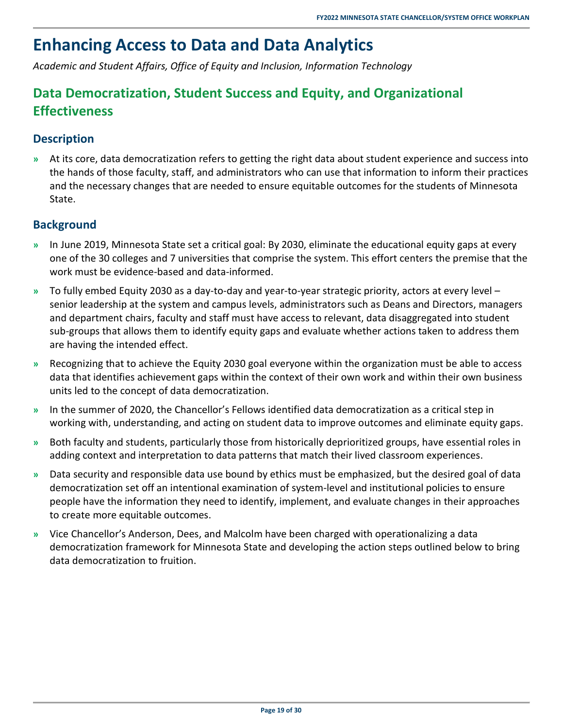# Enhancing Access to Data and Data Analytics

*Academic and Student Affairs, Office of Equity and Inclusion, Information Technology*

## Data Democratization, Student Success and Equity, and Organizational Effectiveness

### Description

» At its core, data democratization refers to getting the right data about student experience and success into the hands of those faculty, staff, and administrators who can use that information to inform their practices and the necessary changes that are needed to ensure equitable outcomes for the students of Minnesota State.

### Background

» In June 2019, Minnesota State set a critical goal: By 2030, eliminate the educational equity gaps at every one of the 30 colleges and 7 universities that comprise the system. This effort centers the premise that the work must be evidence-based and data-informed.

» To fully embed Equity 2030 as a day-to-day and year-to-year strategic priority, actors at every level – senior leadership at the system and campus levels, administrators such as Deans and Directors, managers and department chairs, faculty and staff must have access to relevant, data disaggregated into student sub-groups that allows them to identify equity gaps and evaluate whether actions taken to address them are having the intended effect.

» Recognizing that to achieve the Equity 2030 goal everyone within the organization must be able to access data that identifies achievement gaps within the context of their own work and within their own business units led to the concept of data democratization.

» In the summer of 2020, the Chancellor's Fellows identified data democratization as a critical step in working with, understanding, and acting on student data to improve outcomes and eliminate equity gaps.

» Both faculty and students, particularly those from historically deprioritized groups, have essential roles in adding context and interpretation to data patterns that match their lived classroom experiences.

» Data security and responsible data use bound by ethics must be emphasized, but the desired goal of data democratization set off an intentional examination of system-level and institutional policies to ensure people have the information they need to identify, implement, and evaluate changes in their approaches to create more equitable outcomes.

» Vice Chancellor's Anderson, Dees, and Malcolm have been charged with operationalizing a data democratization framework for Minnesota State and developing the action steps outlined below to bring data democratization to fruition.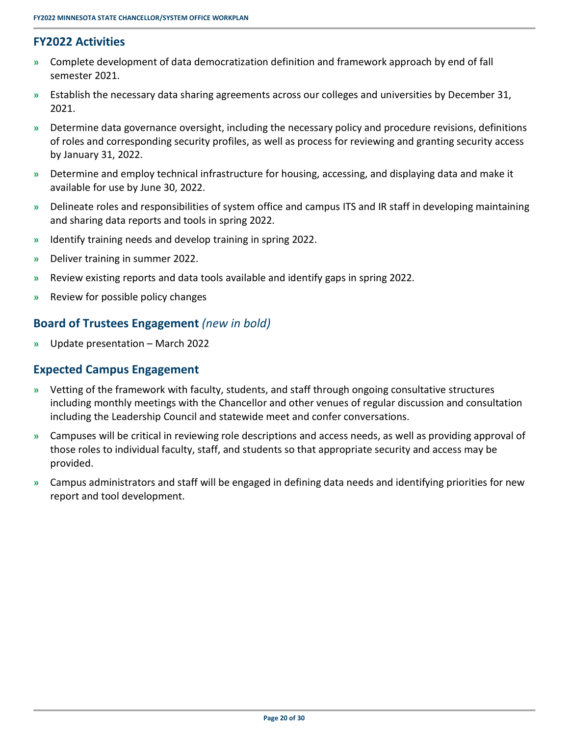## FY2022 Activities

- Complete development of data democratization definition and framework approach by end of fall semester 2021.
- Establish the necessary data sharing agreements across our colleges and universities by December 31, 2021.
- Determine data governance oversight, including the necessary policy and procedure revisions, definitions of roles and corresponding security profiles, as well as process for reviewing and granting security access by January 31, 2022.
- Determine and employ technical infrastructure for housing, accessing, and displaying data and make it available for use by June 30, 2022.
- Delineate roles and responsibilities of system office and campus ITS and IR staff in developing maintaining and sharing data reports and tools in spring 2022.
- Identify training needs and develop training in spring 2022.
- Deliver training in summer 2022.
- Review existing reports and data tools available and identify gaps in spring 2022.
- Review for possible policy changes

## Board of Trustees Engagement *(new in bold)*

- Update presentation – March 2022

## Expected Campus Engagement

- Vetting of the framework with faculty, students, and staff through ongoing consultative structures including monthly meetings with the Chancellor and other venues of regular discussion and consultation including the Leadership Council and statewide meet and confer conversations.
- Campuses will be critical in reviewing role descriptions and access needs, as well as providing approval of those roles to individual faculty, staff, and students so that appropriate security and access may be provided.
- Campus administrators and staff will be engaged in defining data needs and identifying priorities for new report and tool development.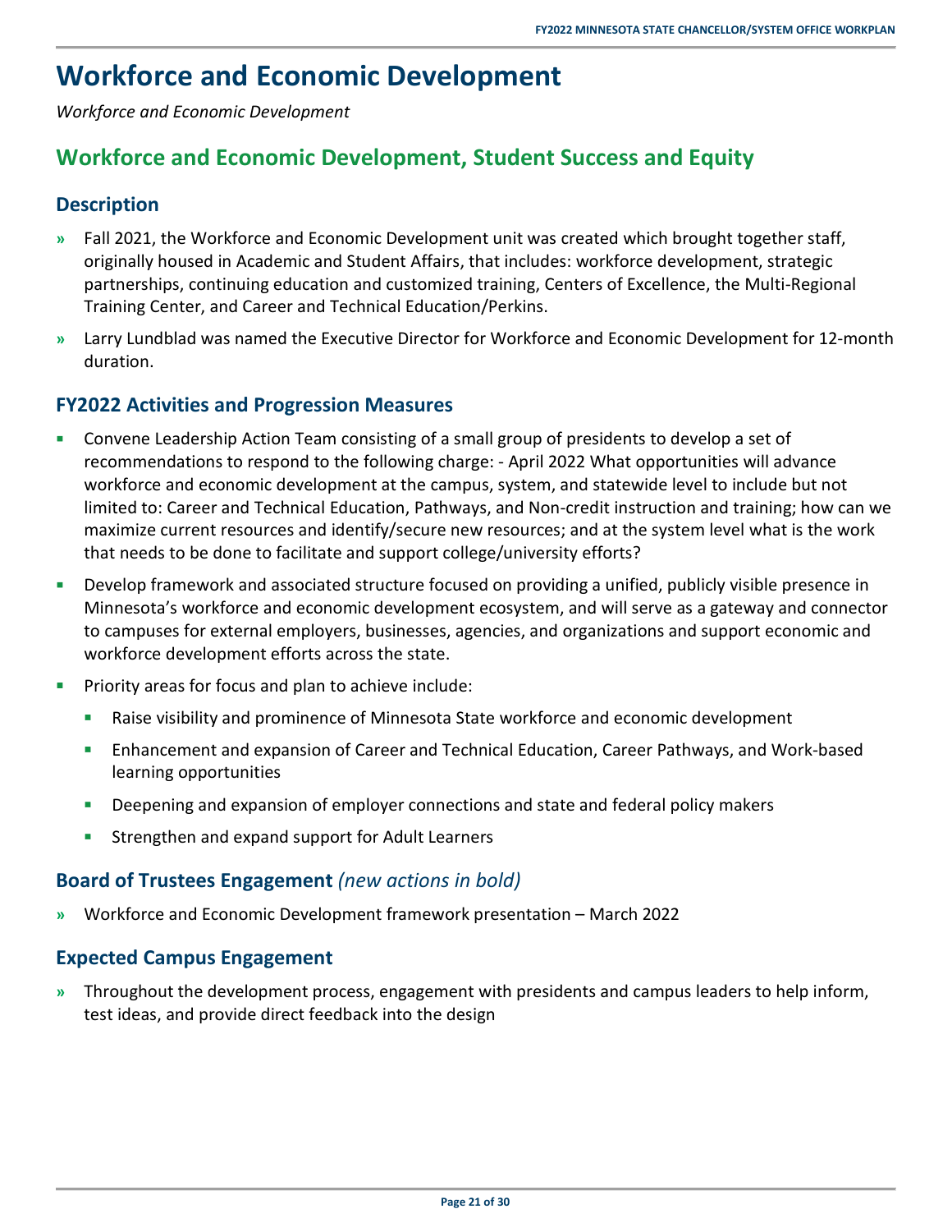# Workforce and Economic Development

*Workforce and Economic Development*

## Workforce and Economic Development, Student Success and Equity

### Description

- Fall 2021, the Workforce and Economic Development unit was created which brought together staff, originally housed in Academic and Student Affairs, that includes: workforce development, strategic partnerships, continuing education and customized training, Centers of Excellence, the Multi-Regional Training Center, and Career and Technical Education/Perkins.
- Larry Lundblad was named the Executive Director for Workforce and Economic Development for 12-month duration.

### FY2022 Activities and Progression Measures

- Convene Leadership Action Team consisting of a small group of presidents to develop a set of recommendations to respond to the following charge: - April 2022 What opportunities will advance workforce and economic development at the campus, system, and statewide level to include but not limited to: Career and Technical Education, Pathways, and Non-credit instruction and training; how can we maximize current resources and identify/secure new resources; and at the system level what is the work that needs to be done to facilitate and support college/university efforts?
- Develop framework and associated structure focused on providing a unified, publicly visible presence in Minnesota's workforce and economic development ecosystem, and will serve as a gateway and connector to campuses for external employers, businesses, agencies, and organizations and support economic and workforce development efforts across the state.
- Priority areas for focus and plan to achieve include:
  - Raise visibility and prominence of Minnesota State workforce and economic development
  - Enhancement and expansion of Career and Technical Education, Career Pathways, and Work-based learning opportunities
  - Deepening and expansion of employer connections and state and federal policy makers
  - Strengthen and expand support for Adult Learners

### Board of Trustees Engagement *(new actions in bold)*

- Workforce and Economic Development framework presentation – March 2022

### Expected Campus Engagement

- Throughout the development process, engagement with presidents and campus leaders to help inform, test ideas, and provide direct feedback into the design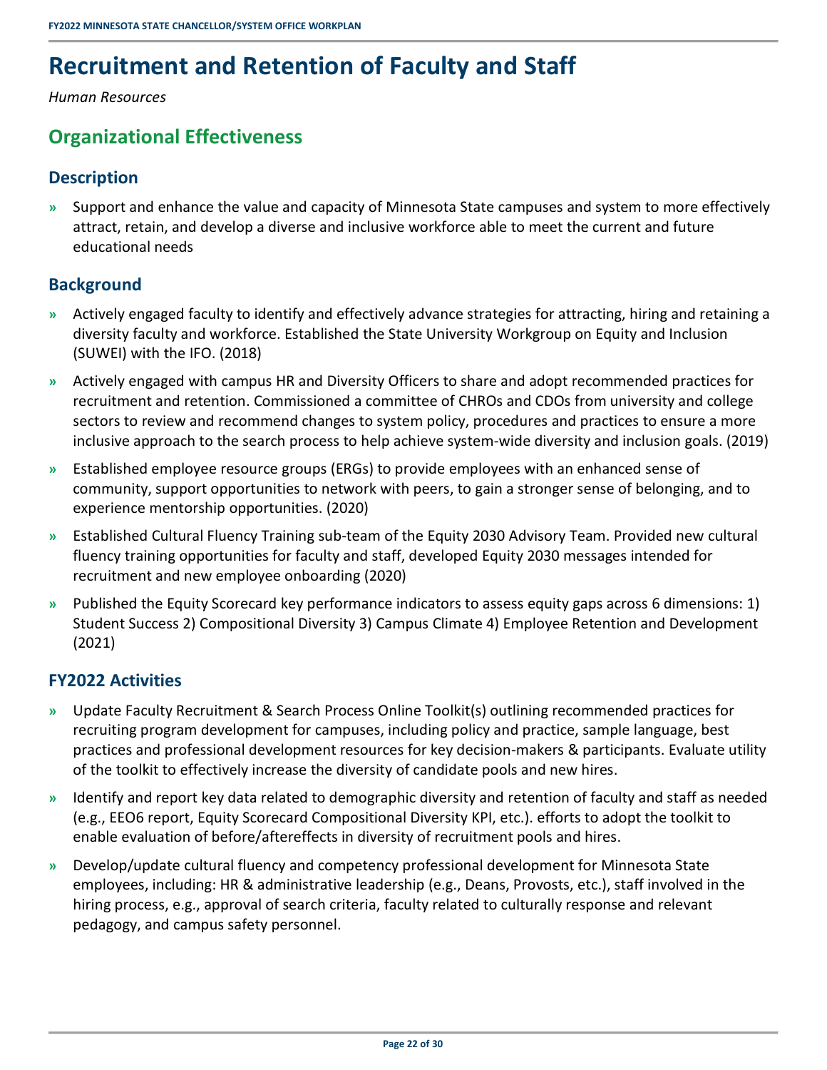# Recruitment and Retention of Faculty and Staff

*Human Resources*

## Organizational Effectiveness

### Description

- Support and enhance the value and capacity of Minnesota State campuses and system to more effectively attract, retain, and develop a diverse and inclusive workforce able to meet the current and future educational needs

### Background

- Actively engaged faculty to identify and effectively advance strategies for attracting, hiring and retaining a diversity faculty and workforce. Established the State University Workgroup on Equity and Inclusion (SUWEI) with the IFO. (2018)
- Actively engaged with campus HR and Diversity Officers to share and adopt recommended practices for recruitment and retention. Commissioned a committee of CHROs and CDOs from university and college sectors to review and recommend changes to system policy, procedures and practices to ensure a more inclusive approach to the search process to help achieve system-wide diversity and inclusion goals. (2019)
- Established employee resource groups (ERGs) to provide employees with an enhanced sense of community, support opportunities to network with peers, to gain a stronger sense of belonging, and to experience mentorship opportunities. (2020)
- Established Cultural Fluency Training sub-team of the Equity 2030 Advisory Team. Provided new cultural fluency training opportunities for faculty and staff, developed Equity 2030 messages intended for recruitment and new employee onboarding (2020)
- Published the Equity Scorecard key performance indicators to assess equity gaps across 6 dimensions: 1) Student Success 2) Compositional Diversity 3) Campus Climate 4) Employee Retention and Development (2021)

### FY2022 Activities

- Update Faculty Recruitment & Search Process Online Toolkit(s) outlining recommended practices for recruiting program development for campuses, including policy and practice, sample language, best practices and professional development resources for key decision-makers & participants. Evaluate utility of the toolkit to effectively increase the diversity of candidate pools and new hires.
- Identify and report key data related to demographic diversity and retention of faculty and staff as needed (e.g., EEO6 report, Equity Scorecard Compositional Diversity KPI, etc.). efforts to adopt the toolkit to enable evaluation of before/aftereffects in diversity of recruitment pools and hires.
- Develop/update cultural fluency and competency professional development for Minnesota State employees, including: HR & administrative leadership (e.g., Deans, Provosts, etc.), staff involved in the hiring process, e.g., approval of search criteria, faculty related to culturally response and relevant pedagogy, and campus safety personnel.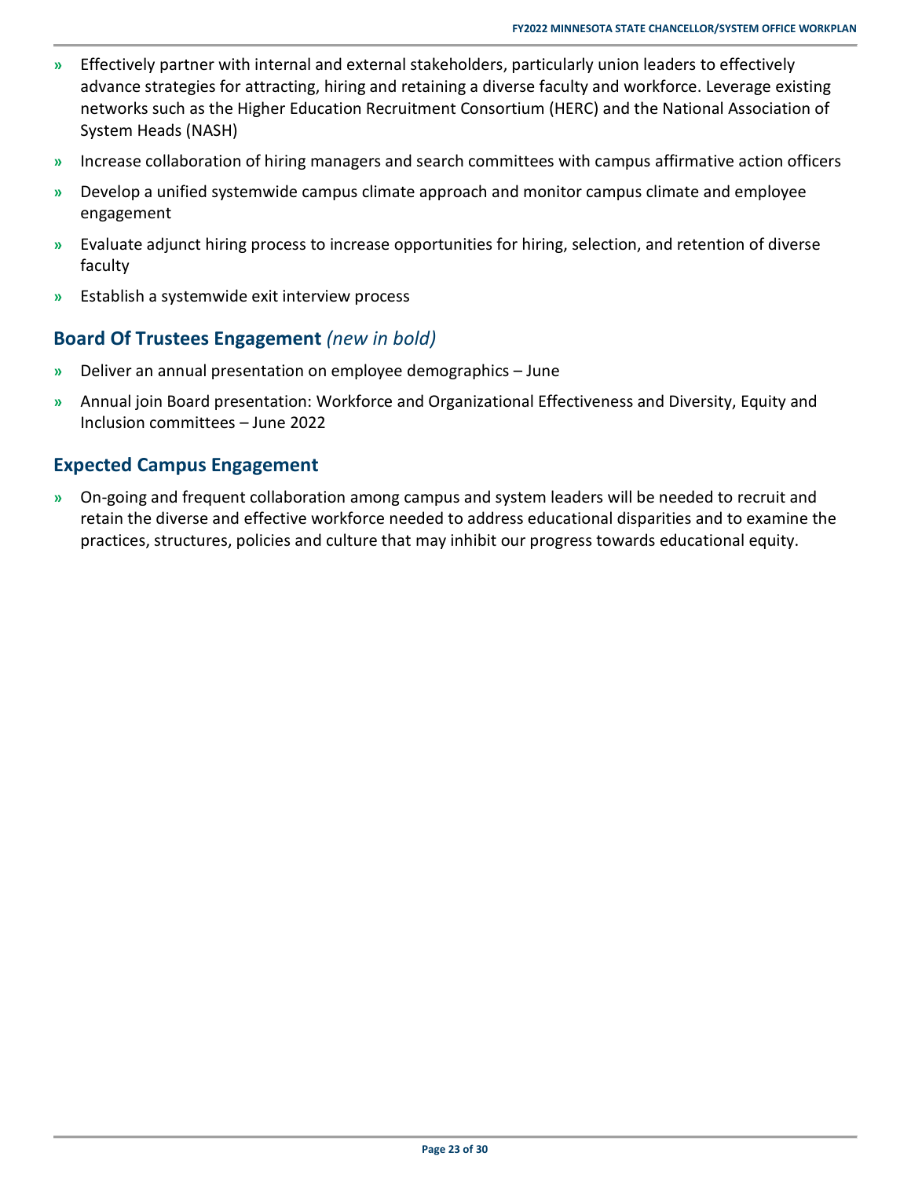- Effectively partner with internal and external stakeholders, particularly union leaders to effectively advance strategies for attracting, hiring and retaining a diverse faculty and workforce. Leverage existing networks such as the Higher Education Recruitment Consortium (HERC) and the National Association of System Heads (NASH)
- Increase collaboration of hiring managers and search committees with campus affirmative action officers
- Develop a unified systemwide campus climate approach and monitor campus climate and employee engagement
- Evaluate adjunct hiring process to increase opportunities for hiring, selection, and retention of diverse faculty
- Establish a systemwide exit interview process

## Board Of Trustees Engagement *(new in bold)*

- Deliver an annual presentation on employee demographics – June
- Annual join Board presentation: Workforce and Organizational Effectiveness and Diversity, Equity and Inclusion committees – June 2022

## Expected Campus Engagement

- On-going and frequent collaboration among campus and system leaders will be needed to recruit and retain the diverse and effective workforce needed to address educational disparities and to examine the practices, structures, policies and culture that may inhibit our progress towards educational equity.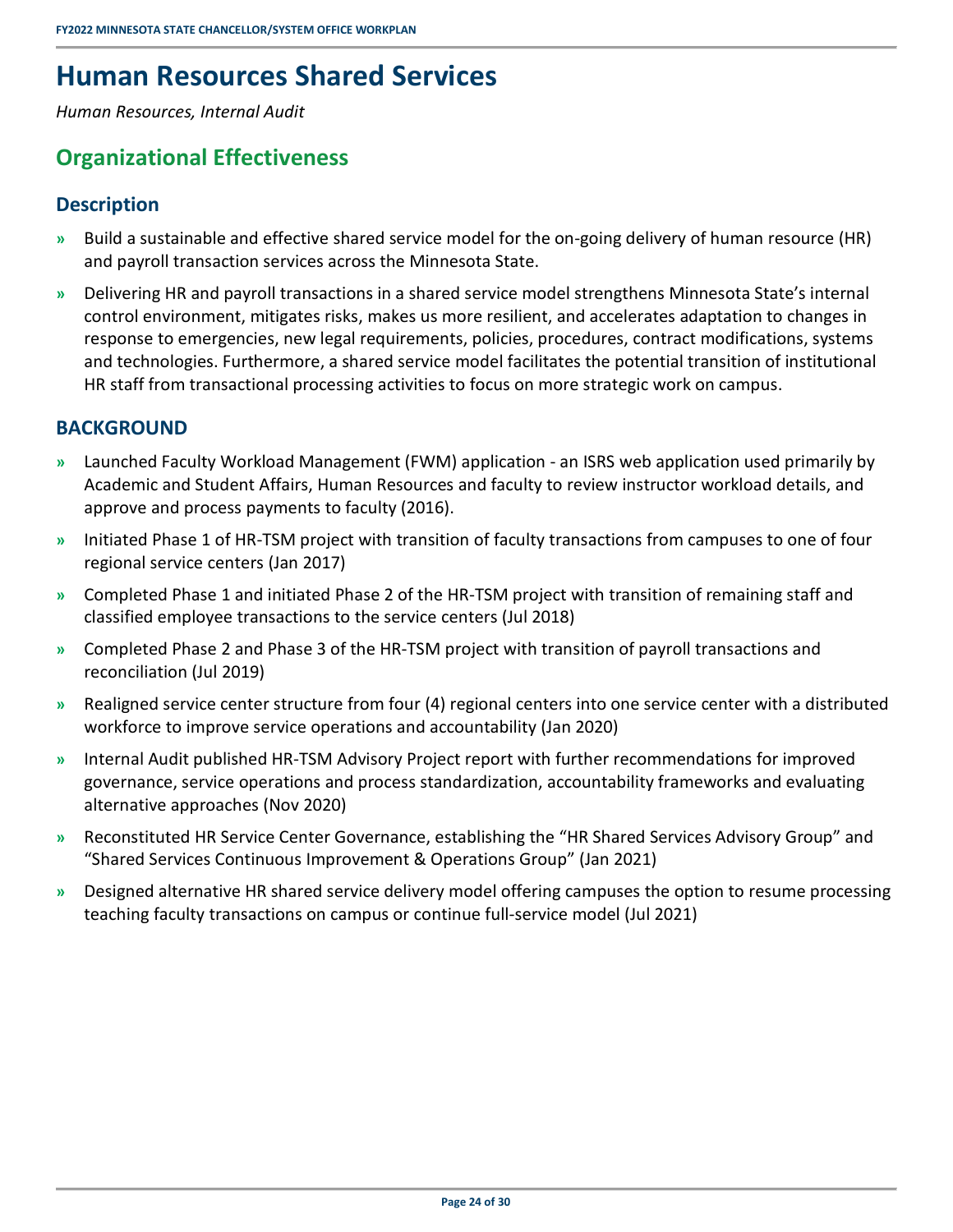# Human Resources Shared Services

*Human Resources, Internal Audit*

## Organizational Effectiveness

### Description

- Build a sustainable and effective shared service model for the on-going delivery of human resource (HR) and payroll transaction services across the Minnesota State.
- Delivering HR and payroll transactions in a shared service model strengthens Minnesota State's internal control environment, mitigates risks, makes us more resilient, and accelerates adaptation to changes in response to emergencies, new legal requirements, policies, procedures, contract modifications, systems and technologies. Furthermore, a shared service model facilitates the potential transition of institutional HR staff from transactional processing activities to focus on more strategic work on campus.

### BACKGROUND

- Launched Faculty Workload Management (FWM) application - an ISRS web application used primarily by Academic and Student Affairs, Human Resources and faculty to review instructor workload details, and approve and process payments to faculty (2016).
- Initiated Phase 1 of HR-TSM project with transition of faculty transactions from campuses to one of four regional service centers (Jan 2017)
- Completed Phase 1 and initiated Phase 2 of the HR-TSM project with transition of remaining staff and classified employee transactions to the service centers (Jul 2018)
- Completed Phase 2 and Phase 3 of the HR-TSM project with transition of payroll transactions and reconciliation (Jul 2019)
- Realigned service center structure from four (4) regional centers into one service center with a distributed workforce to improve service operations and accountability (Jan 2020)
- Internal Audit published HR-TSM Advisory Project report with further recommendations for improved governance, service operations and process standardization, accountability frameworks and evaluating alternative approaches (Nov 2020)
- Reconstituted HR Service Center Governance, establishing the "HR Shared Services Advisory Group" and "Shared Services Continuous Improvement & Operations Group" (Jan 2021)
- Designed alternative HR shared service delivery model offering campuses the option to resume processing teaching faculty transactions on campus or continue full-service model (Jul 2021)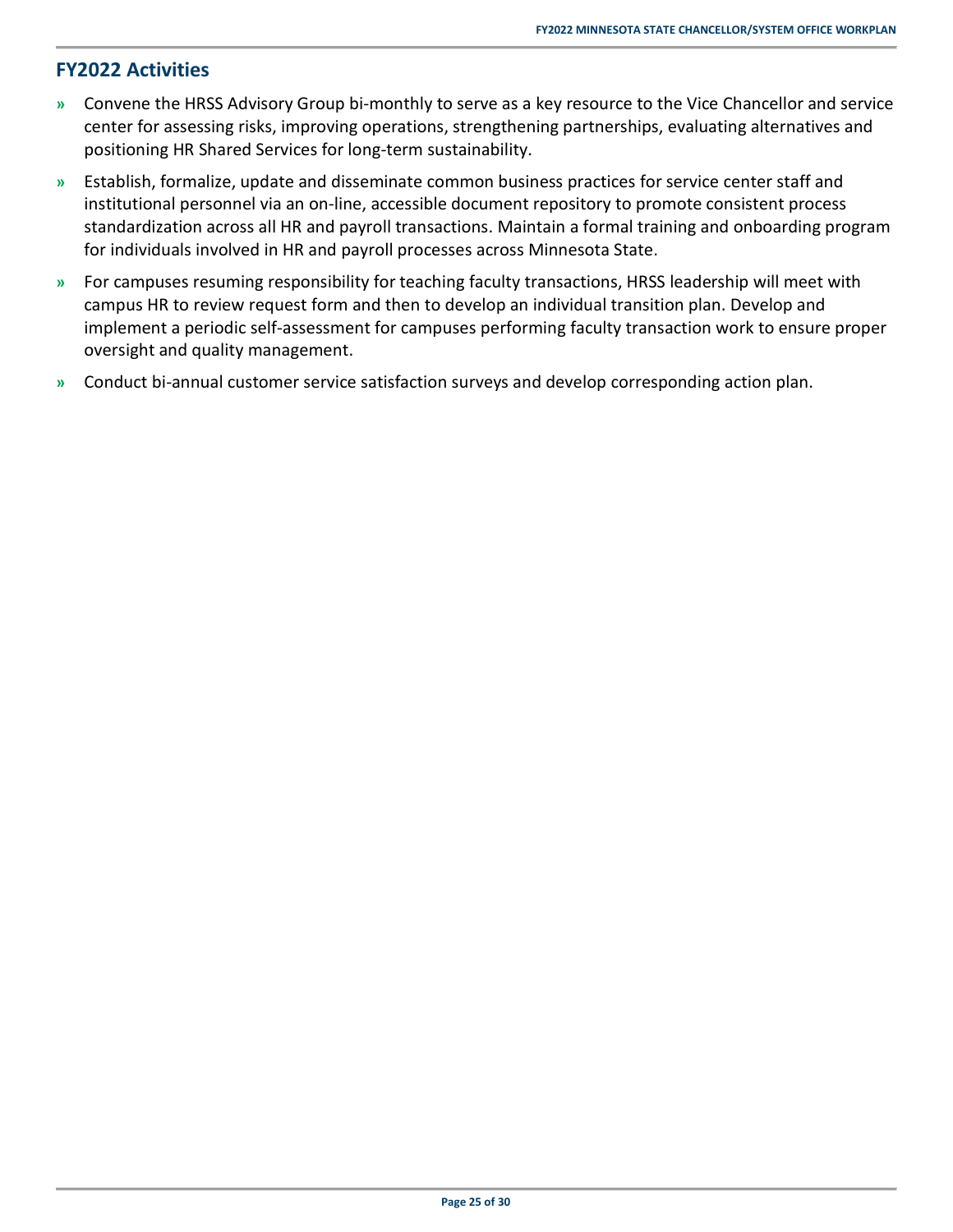## FY2022 Activities

- Convene the HRSS Advisory Group bi-monthly to serve as a key resource to the Vice Chancellor and service center for assessing risks, improving operations, strengthening partnerships, evaluating alternatives and positioning HR Shared Services for long-term sustainability.
- Establish, formalize, update and disseminate common business practices for service center staff and institutional personnel via an on-line, accessible document repository to promote consistent process standardization across all HR and payroll transactions. Maintain a formal training and onboarding program for individuals involved in HR and payroll processes across Minnesota State.
- For campuses resuming responsibility for teaching faculty transactions, HRSS leadership will meet with campus HR to review request form and then to develop an individual transition plan. Develop and implement a periodic self-assessment for campuses performing faculty transaction work to ensure proper oversight and quality management.
- Conduct bi-annual customer service satisfaction surveys and develop corresponding action plan.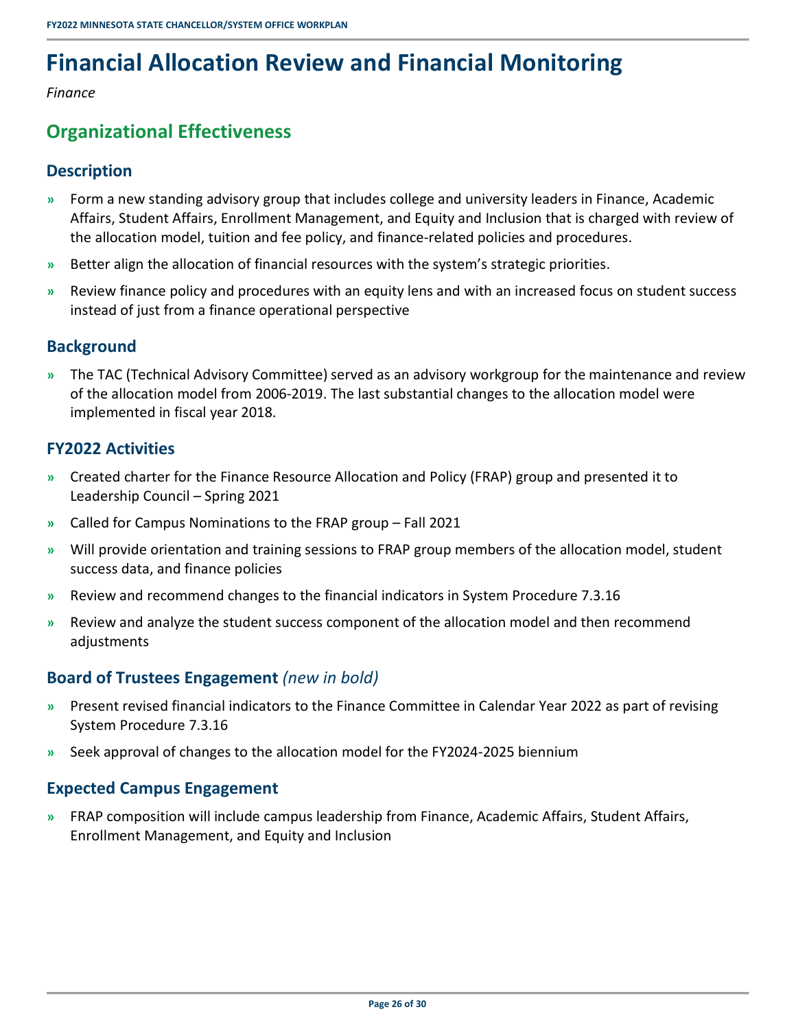# Financial Allocation Review and Financial Monitoring

*Finance*

## Organizational Effectiveness

### Description

- Form a new standing advisory group that includes college and university leaders in Finance, Academic Affairs, Student Affairs, Enrollment Management, and Equity and Inclusion that is charged with review of the allocation model, tuition and fee policy, and finance-related policies and procedures.
- Better align the allocation of financial resources with the system's strategic priorities.
- Review finance policy and procedures with an equity lens and with an increased focus on student success instead of just from a finance operational perspective

### Background

- The TAC (Technical Advisory Committee) served as an advisory workgroup for the maintenance and review of the allocation model from 2006-2019. The last substantial changes to the allocation model were implemented in fiscal year 2018.

### FY2022 Activities

- Created charter for the Finance Resource Allocation and Policy (FRAP) group and presented it to Leadership Council – Spring 2021
- Called for Campus Nominations to the FRAP group – Fall 2021
- Will provide orientation and training sessions to FRAP group members of the allocation model, student success data, and finance policies
- Review and recommend changes to the financial indicators in System Procedure 7.3.16
- Review and analyze the student success component of the allocation model and then recommend adjustments

### Board of Trustees Engagement *(new in bold)*

- Present revised financial indicators to the Finance Committee in Calendar Year 2022 as part of revising System Procedure 7.3.16
- Seek approval of changes to the allocation model for the FY2024-2025 biennium

### Expected Campus Engagement

- FRAP composition will include campus leadership from Finance, Academic Affairs, Student Affairs, Enrollment Management, and Equity and Inclusion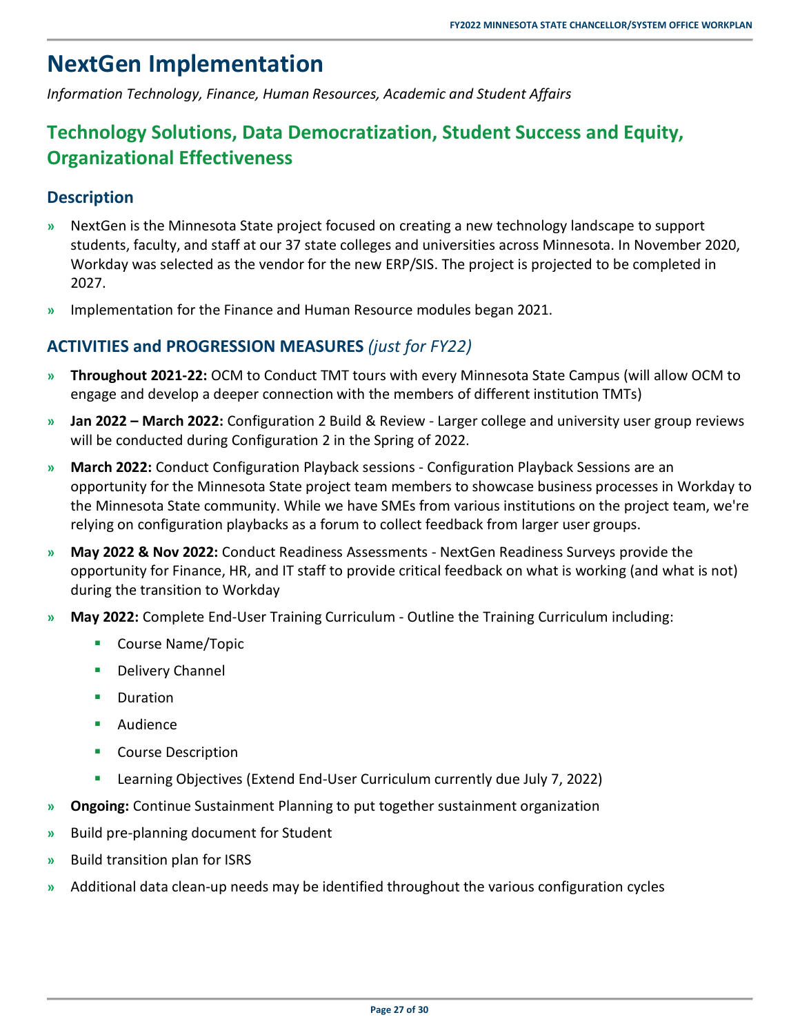# NextGen Implementation

*Information Technology, Finance, Human Resources, Academic and Student Affairs*

## Technology Solutions, Data Democratization, Student Success and Equity, Organizational Effectiveness

### Description

- NextGen is the Minnesota State project focused on creating a new technology landscape to support students, faculty, and staff at our 37 state colleges and universities across Minnesota. In November 2020, Workday was selected as the vendor for the new ERP/SIS. The project is projected to be completed in 2027.
- Implementation for the Finance and Human Resource modules began 2021.

### ACTIVITIES and PROGRESSION MEASURES *(just for FY22)*

- **Throughout 2021-22:** OCM to Conduct TMT tours with every Minnesota State Campus (will allow OCM to engage and develop a deeper connection with the members of different institution TMTs)
- **Jan 2022 – March 2022:** Configuration 2 Build & Review - Larger college and university user group reviews will be conducted during Configuration 2 in the Spring of 2022.
- **March 2022:** Conduct Configuration Playback sessions - Configuration Playback Sessions are an opportunity for the Minnesota State project team members to showcase business processes in Workday to the Minnesota State community. While we have SMEs from various institutions on the project team, we're relying on configuration playbacks as a forum to collect feedback from larger user groups.
- **May 2022 & Nov 2022:** Conduct Readiness Assessments - NextGen Readiness Surveys provide the opportunity for Finance, HR, and IT staff to provide critical feedback on what is working (and what is not) during the transition to Workday
- **May 2022:** Complete End-User Training Curriculum - Outline the Training Curriculum including:
  - Course Name/Topic
  - Delivery Channel
  - Duration
  - Audience
  - Course Description
  - Learning Objectives (Extend End-User Curriculum currently due July 7, 2022)
- **Ongoing:** Continue Sustainment Planning to put together sustainment organization
- Build pre-planning document for Student
- Build transition plan for ISRS
- Additional data clean-up needs may be identified throughout the various configuration cycles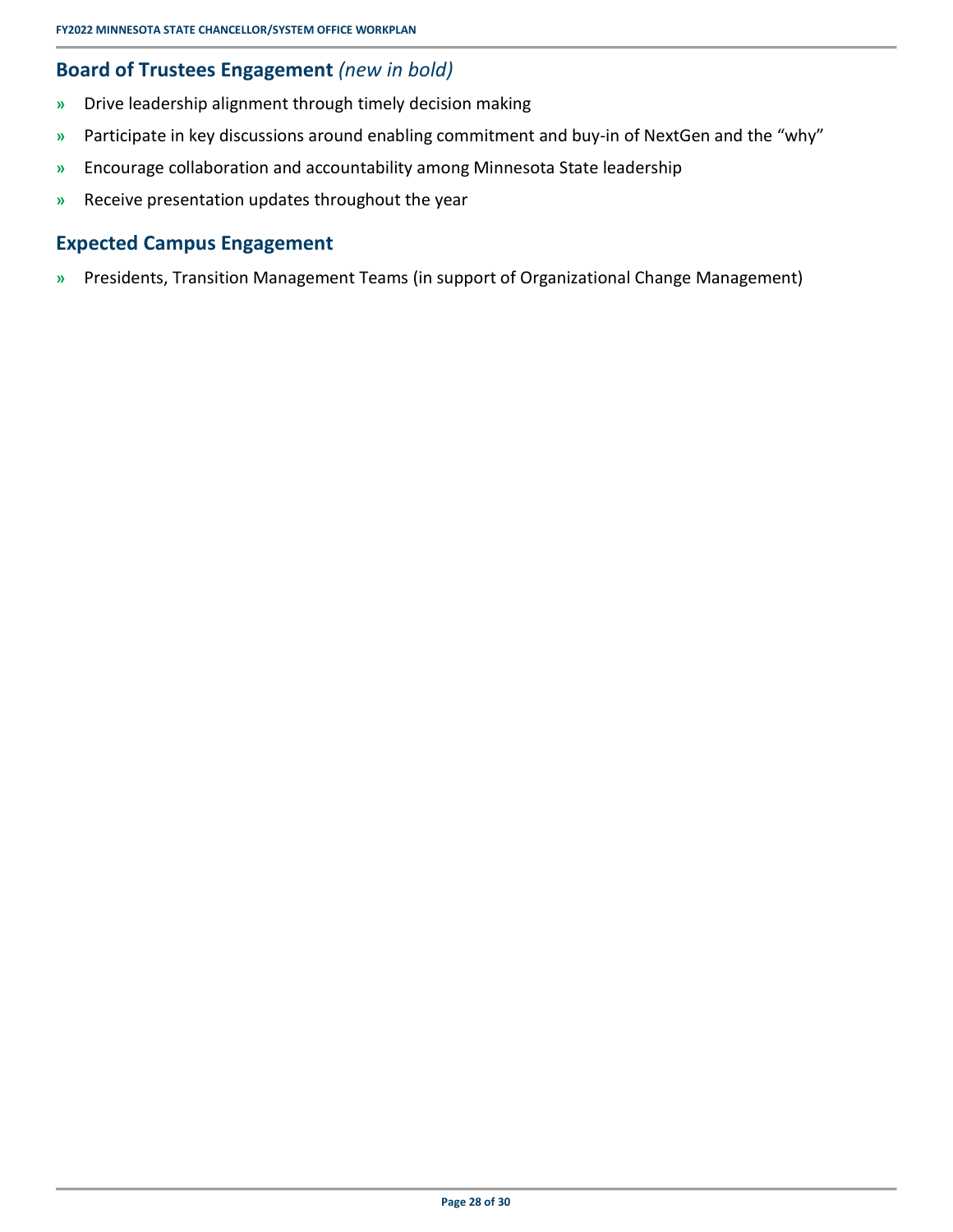## Board of Trustees Engagement *(new in bold)*

- Drive leadership alignment through timely decision making
- Participate in key discussions around enabling commitment and buy-in of NextGen and the "why"
- Encourage collaboration and accountability among Minnesota State leadership
- Receive presentation updates throughout the year

## Expected Campus Engagement

- Presidents, Transition Management Teams (in support of Organizational Change Management)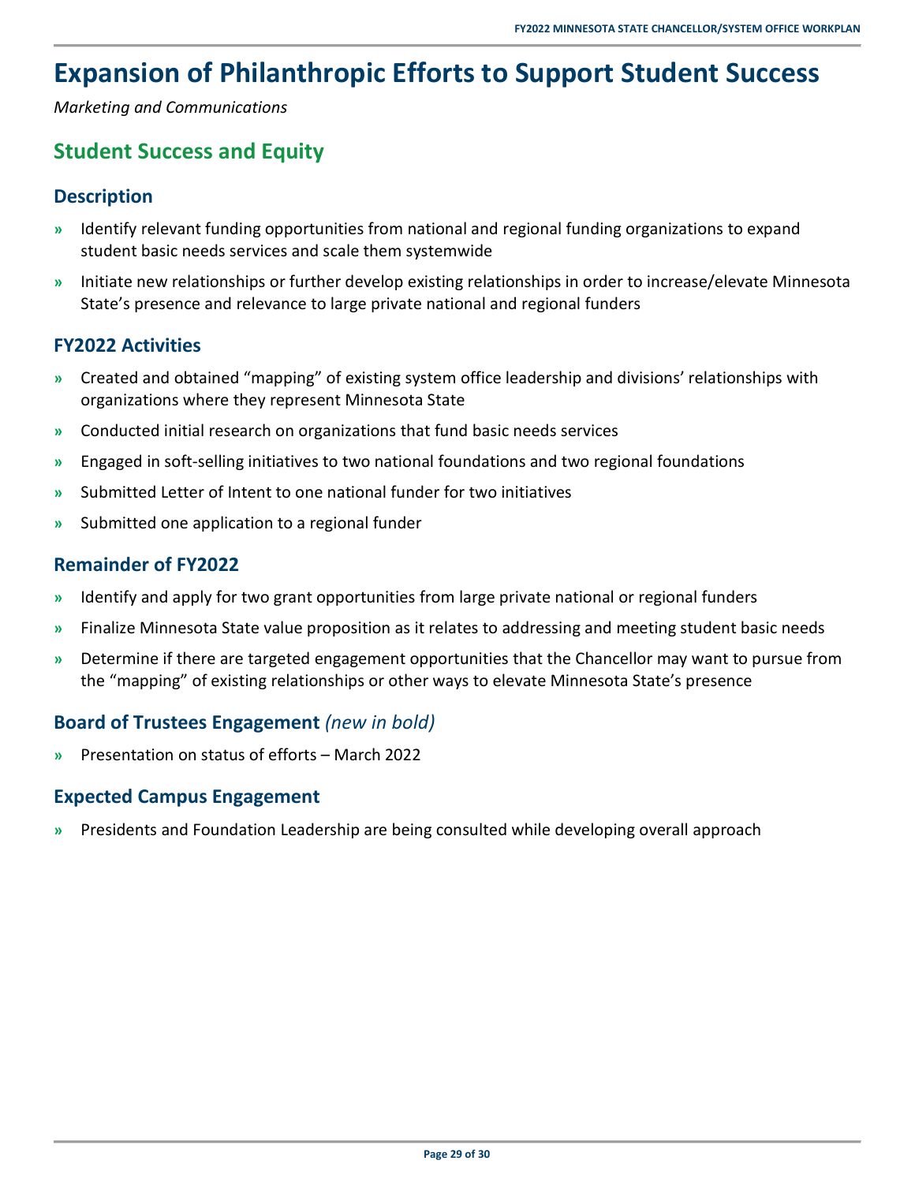# Expansion of Philanthropic Efforts to Support Student Success

*Marketing and Communications*

## Student Success and Equity

### Description

- Identify relevant funding opportunities from national and regional funding organizations to expand student basic needs services and scale them systemwide
- Initiate new relationships or further develop existing relationships in order to increase/elevate Minnesota State's presence and relevance to large private national and regional funders

### FY2022 Activities

- Created and obtained "mapping" of existing system office leadership and divisions' relationships with organizations where they represent Minnesota State
- Conducted initial research on organizations that fund basic needs services
- Engaged in soft-selling initiatives to two national foundations and two regional foundations
- Submitted Letter of Intent to one national funder for two initiatives
- Submitted one application to a regional funder

### Remainder of FY2022

- Identify and apply for two grant opportunities from large private national or regional funders
- Finalize Minnesota State value proposition as it relates to addressing and meeting student basic needs
- Determine if there are targeted engagement opportunities that the Chancellor may want to pursue from the "mapping" of existing relationships or other ways to elevate Minnesota State's presence

### Board of Trustees Engagement *(new in bold)*

- Presentation on status of efforts – March 2022

### Expected Campus Engagement

- Presidents and Foundation Leadership are being consulted while developing overall approach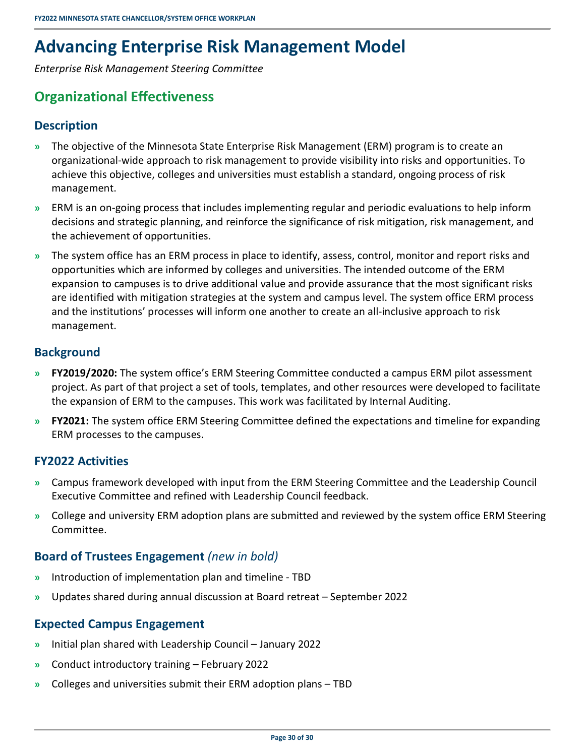# Advancing Enterprise Risk Management Model

*Enterprise Risk Management Steering Committee*

## Organizational Effectiveness

### Description

- The objective of the Minnesota State Enterprise Risk Management (ERM) program is to create an organizational-wide approach to risk management to provide visibility into risks and opportunities. To achieve this objective, colleges and universities must establish a standard, ongoing process of risk management.
- ERM is an on-going process that includes implementing regular and periodic evaluations to help inform decisions and strategic planning, and reinforce the significance of risk mitigation, risk management, and the achievement of opportunities.
- The system office has an ERM process in place to identify, assess, control, monitor and report risks and opportunities which are informed by colleges and universities. The intended outcome of the ERM expansion to campuses is to drive additional value and provide assurance that the most significant risks are identified with mitigation strategies at the system and campus level. The system office ERM process and the institutions' processes will inform one another to create an all-inclusive approach to risk management.

### Background

- **FY2019/2020:** The system office's ERM Steering Committee conducted a campus ERM pilot assessment project. As part of that project a set of tools, templates, and other resources were developed to facilitate the expansion of ERM to the campuses. This work was facilitated by Internal Auditing.
- **FY2021:** The system office ERM Steering Committee defined the expectations and timeline for expanding ERM processes to the campuses.

### FY2022 Activities

- Campus framework developed with input from the ERM Steering Committee and the Leadership Council Executive Committee and refined with Leadership Council feedback.
- College and university ERM adoption plans are submitted and reviewed by the system office ERM Steering Committee.

### Board of Trustees Engagement *(new in bold)*

- Introduction of implementation plan and timeline - TBD
- Updates shared during annual discussion at Board retreat – September 2022

### Expected Campus Engagement

- Initial plan shared with Leadership Council – January 2022
- Conduct introductory training – February 2022
- Colleges and universities submit their ERM adoption plans – TBD